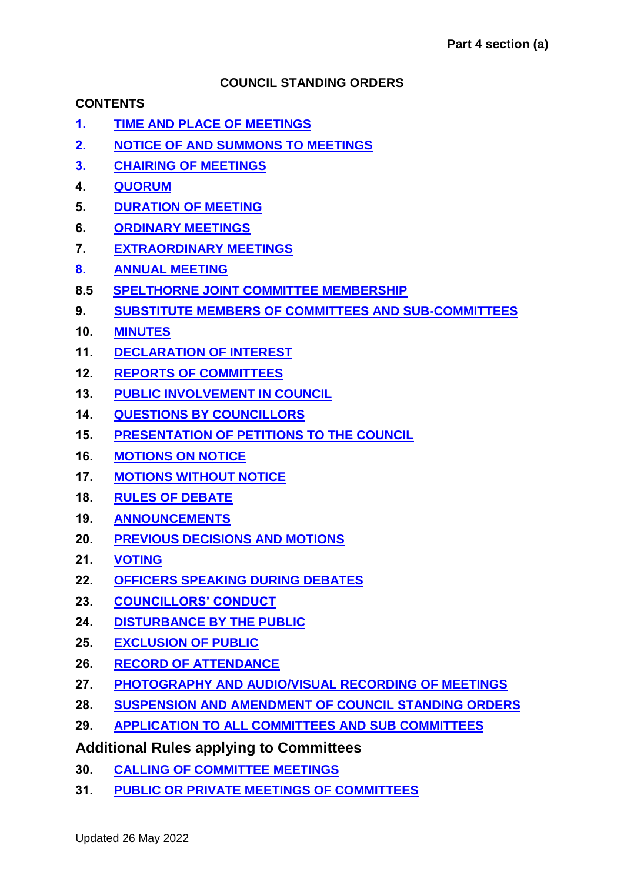Part 4 section (a)

# COUNCIL STANDING ORDERS

**CONTENTS**

1. TIME AND PLACE OF MEETINGS
2. NOTICE OF AND SUMMONS TO MEETINGS
3. CHAIRING OF MEETINGS
4. QUORUM
5. DURATION OF MEETING
6. ORDINARY MEETINGS
7. EXTRAORDINARY MEETINGS
8. ANNUAL MEETING

8.5 SPELTHORNE JOINT COMMITTEE MEMBERSHIP

9. SUBSTITUTE MEMBERS OF COMMITTEES AND SUB-COMMITTEES
10. MINUTES
11. DECLARATION OF INTEREST
12. REPORTS OF COMMITTEES
13. PUBLIC INVOLVEMENT IN COUNCIL
14. QUESTIONS BY COUNCILLORS
15. PRESENTATION OF PETITIONS TO THE COUNCIL
16. MOTIONS ON NOTICE
17. MOTIONS WITHOUT NOTICE
18. RULES OF DEBATE
19. ANNOUNCEMENTS
20. PREVIOUS DECISIONS AND MOTIONS
21. VOTING
22. OFFICERS SPEAKING DURING DEBATES
23. COUNCILLORS' CONDUCT
24. DISTURBANCE BY THE PUBLIC
25. EXCLUSION OF PUBLIC
26. RECORD OF ATTENDANCE
27. PHOTOGRAPHY AND AUDIO/VISUAL RECORDING OF MEETINGS
28. SUSPENSION AND AMENDMENT OF COUNCIL STANDING ORDERS
29. APPLICATION TO ALL COMMITTEES AND SUB COMMITTEES

## Additional Rules applying to Committees

30. CALLING OF COMMITTEE MEETINGS
31. PUBLIC OR PRIVATE MEETINGS OF COMMITTEES

Updated 26 May 2022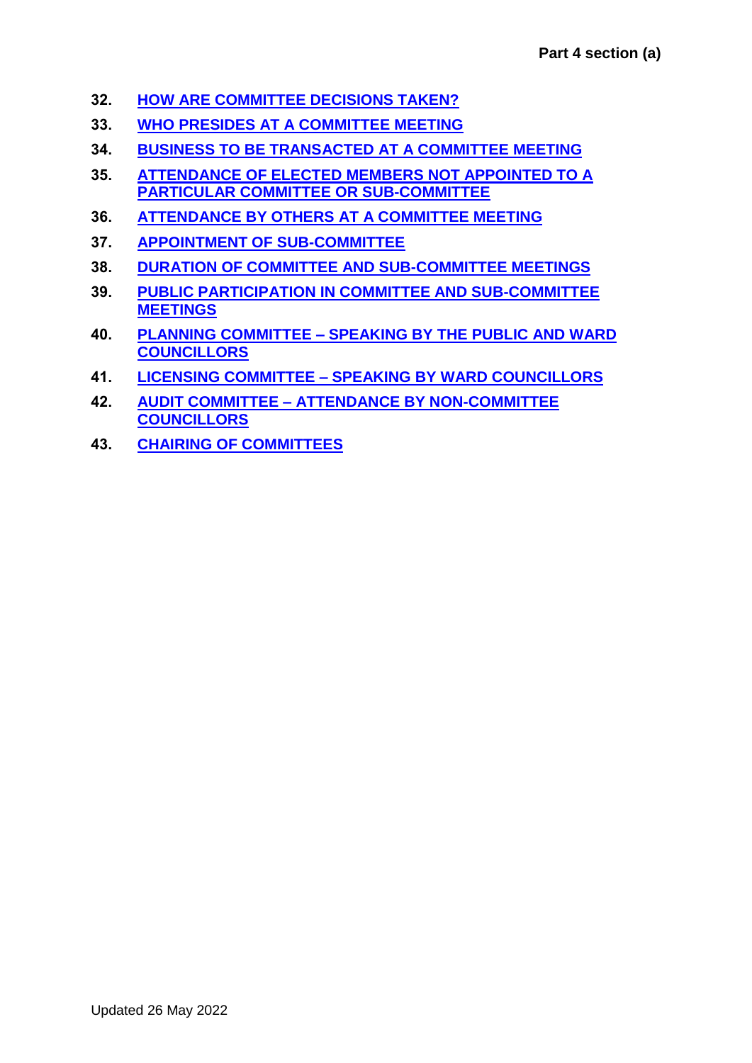32. **HOW ARE COMMITTEE DECISIONS TAKEN?**
33. **WHO PRESIDES AT A COMMITTEE MEETING**
34. **BUSINESS TO BE TRANSACTED AT A COMMITTEE MEETING**
35. **ATTENDANCE OF ELECTED MEMBERS NOT APPOINTED TO A PARTICULAR COMMITTEE OR SUB-COMMITTEE**
36. **ATTENDANCE BY OTHERS AT A COMMITTEE MEETING**
37. **APPOINTMENT OF SUB-COMMITTEE**
38. **DURATION OF COMMITTEE AND SUB-COMMITTEE MEETINGS**
39. **PUBLIC PARTICIPATION IN COMMITTEE AND SUB-COMMITTEE MEETINGS**
40. **PLANNING COMMITTEE – SPEAKING BY THE PUBLIC AND WARD COUNCILLORS**
41. **LICENSING COMMITTEE – SPEAKING BY WARD COUNCILLORS**
42. **AUDIT COMMITTEE – ATTENDANCE BY NON-COMMITTEE COUNCILLORS**
43. **CHAIRING OF COMMITTEES**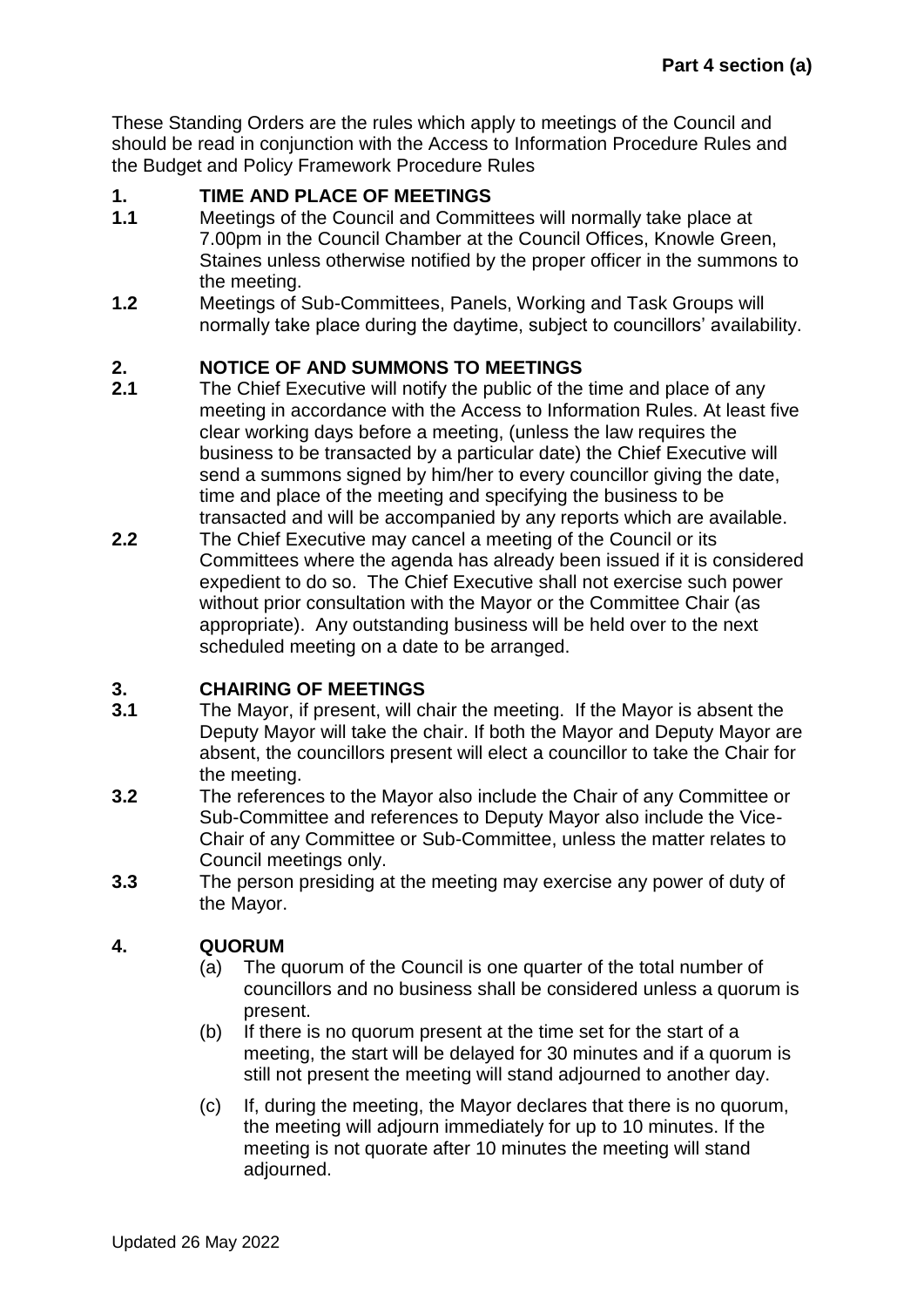These Standing Orders are the rules which apply to meetings of the Council and should be read in conjunction with the Access to Information Procedure Rules and the Budget and Policy Framework Procedure Rules

## 1. TIME AND PLACE OF MEETINGS

**1.1** Meetings of the Council and Committees will normally take place at 7.00pm in the Council Chamber at the Council Offices, Knowle Green, Staines unless otherwise notified by the proper officer in the summons to the meeting.

**1.2** Meetings of Sub-Committees, Panels, Working and Task Groups will normally take place during the daytime, subject to councillors' availability.

## 2. NOTICE OF AND SUMMONS TO MEETINGS

**2.1** The Chief Executive will notify the public of the time and place of any meeting in accordance with the Access to Information Rules. At least five clear working days before a meeting, (unless the law requires the business to be transacted by a particular date) the Chief Executive will send a summons signed by him/her to every councillor giving the date, time and place of the meeting and specifying the business to be transacted and will be accompanied by any reports which are available.

**2.2** The Chief Executive may cancel a meeting of the Council or its Committees where the agenda has already been issued if it is considered expedient to do so. The Chief Executive shall not exercise such power without prior consultation with the Mayor or the Committee Chair (as appropriate). Any outstanding business will be held over to the next scheduled meeting on a date to be arranged.

## 3. CHAIRING OF MEETINGS

**3.1** The Mayor, if present, will chair the meeting. If the Mayor is absent the Deputy Mayor will take the chair. If both the Mayor and Deputy Mayor are absent, the councillors present will elect a councillor to take the Chair for the meeting.

**3.2** The references to the Mayor also include the Chair of any Committee or Sub-Committee and references to Deputy Mayor also include the Vice-Chair of any Committee or Sub-Committee, unless the matter relates to Council meetings only.

**3.3** The person presiding at the meeting may exercise any power of duty of the Mayor.

## 4. QUORUM

(a) The quorum of the Council is one quarter of the total number of councillors and no business shall be considered unless a quorum is present.

(b) If there is no quorum present at the time set for the start of a meeting, the start will be delayed for 30 minutes and if a quorum is still not present the meeting will stand adjourned to another day.

(c) If, during the meeting, the Mayor declares that there is no quorum, the meeting will adjourn immediately for up to 10 minutes. If the meeting is not quorate after 10 minutes the meeting will stand adjourned.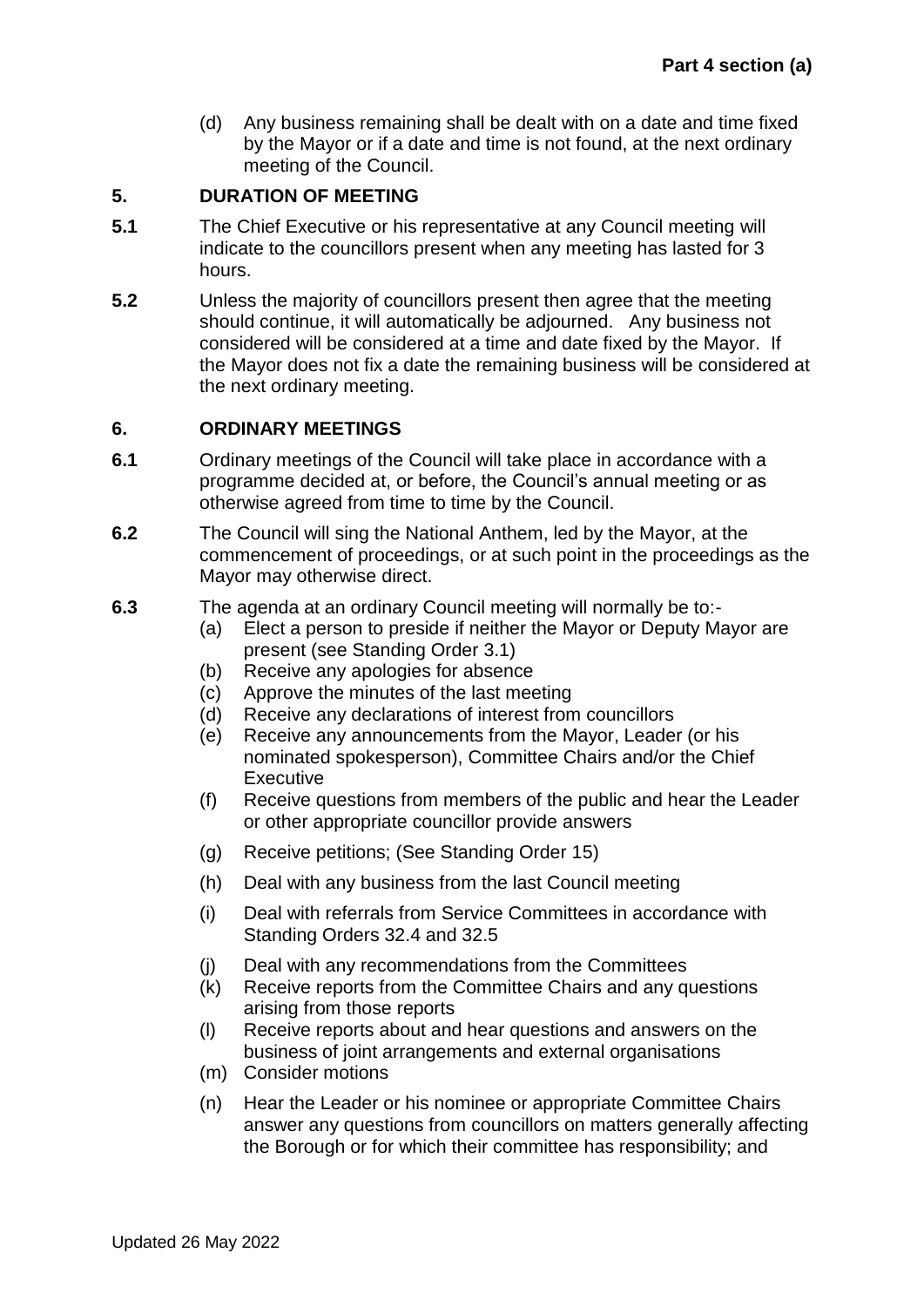(d) Any business remaining shall be dealt with on a date and time fixed by the Mayor or if a date and time is not found, at the next ordinary meeting of the Council.

## 5. DURATION OF MEETING

**5.1** The Chief Executive or his representative at any Council meeting will indicate to the councillors present when any meeting has lasted for 3 hours.

**5.2** Unless the majority of councillors present then agree that the meeting should continue, it will automatically be adjourned. Any business not considered will be considered at a time and date fixed by the Mayor. If the Mayor does not fix a date the remaining business will be considered at the next ordinary meeting.

## 6. ORDINARY MEETINGS

**6.1** Ordinary meetings of the Council will take place in accordance with a programme decided at, or before, the Council's annual meeting or as otherwise agreed from time to time by the Council.

**6.2** The Council will sing the National Anthem, led by the Mayor, at the commencement of proceedings, or at such point in the proceedings as the Mayor may otherwise direct.

**6.3** The agenda at an ordinary Council meeting will normally be to:-

(a) Elect a person to preside if neither the Mayor or Deputy Mayor are present (see Standing Order 3.1)

(b) Receive any apologies for absence

(c) Approve the minutes of the last meeting

(d) Receive any declarations of interest from councillors

(e) Receive any announcements from the Mayor, Leader (or his nominated spokesperson), Committee Chairs and/or the Chief Executive

(f) Receive questions from members of the public and hear the Leader or other appropriate councillor provide answers

(g) Receive petitions; (See Standing Order 15)

(h) Deal with any business from the last Council meeting

(i) Deal with referrals from Service Committees in accordance with Standing Orders 32.4 and 32.5

(j) Deal with any recommendations from the Committees

(k) Receive reports from the Committee Chairs and any questions arising from those reports

(l) Receive reports about and hear questions and answers on the business of joint arrangements and external organisations

(m) Consider motions

(n) Hear the Leader or his nominee or appropriate Committee Chairs answer any questions from councillors on matters generally affecting the Borough or for which their committee has responsibility; and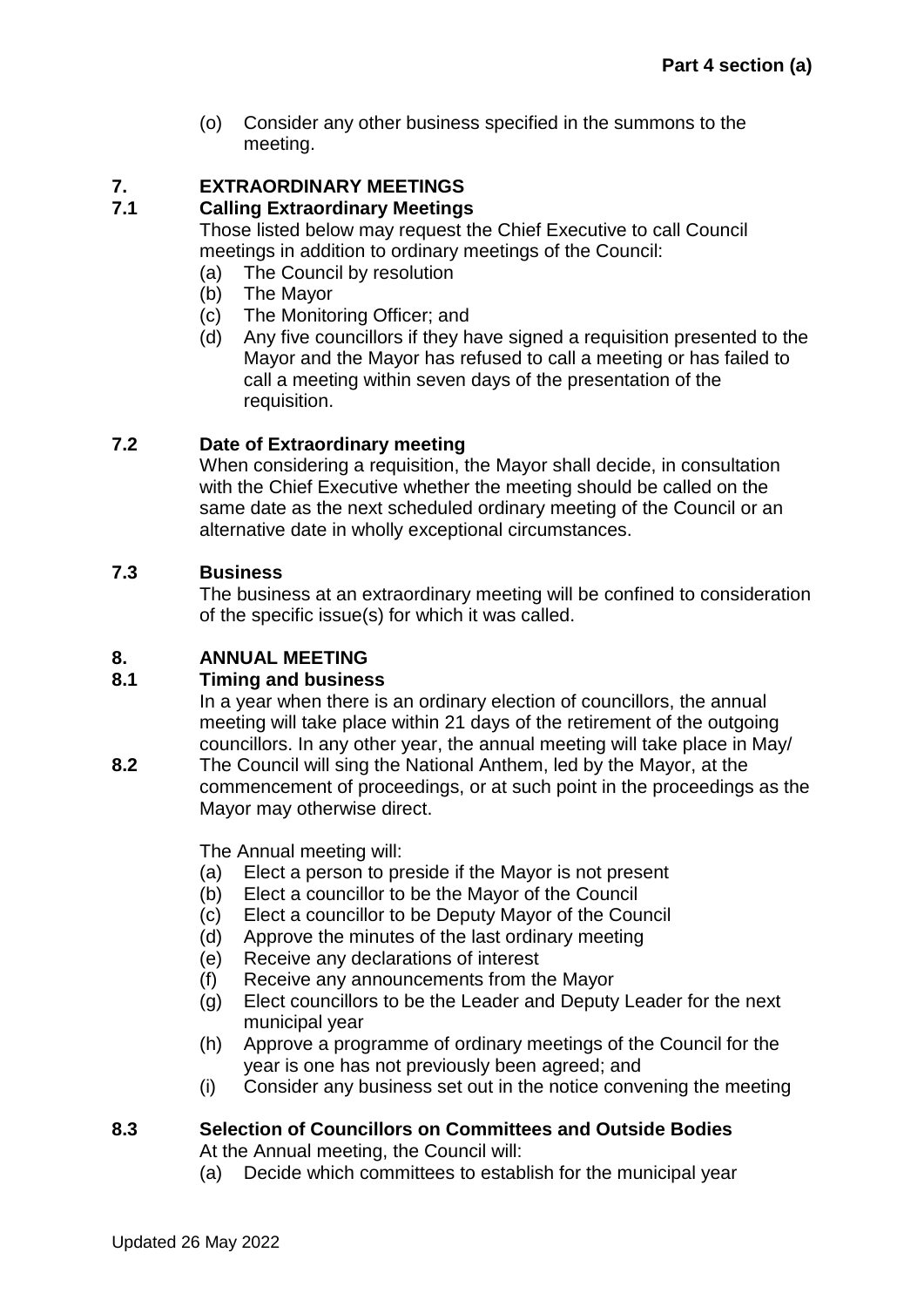(o) Consider any other business specified in the summons to the meeting.

## 7. EXTRAORDINARY MEETINGS

### 7.1 Calling Extraordinary Meetings

Those listed below may request the Chief Executive to call Council meetings in addition to ordinary meetings of the Council:

(a) The Council by resolution
(b) The Mayor
(c) The Monitoring Officer; and
(d) Any five councillors if they have signed a requisition presented to the Mayor and the Mayor has refused to call a meeting or has failed to call a meeting within seven days of the presentation of the requisition.

### 7.2 Date of Extraordinary meeting

When considering a requisition, the Mayor shall decide, in consultation with the Chief Executive whether the meeting should be called on the same date as the next scheduled ordinary meeting of the Council or an alternative date in wholly exceptional circumstances.

### 7.3 Business

The business at an extraordinary meeting will be confined to consideration of the specific issue(s) for which it was called.

## 8. ANNUAL MEETING

### 8.1 Timing and business

In a year when there is an ordinary election of councillors, the annual meeting will take place within 21 days of the retirement of the outgoing councillors. In any other year, the annual meeting will take place in May/

**8.2** The Council will sing the National Anthem, led by the Mayor, at the commencement of proceedings, or at such point in the proceedings as the Mayor may otherwise direct.

The Annual meeting will:

(a) Elect a person to preside if the Mayor is not present
(b) Elect a councillor to be the Mayor of the Council
(c) Elect a councillor to be Deputy Mayor of the Council
(d) Approve the minutes of the last ordinary meeting
(e) Receive any declarations of interest
(f) Receive any announcements from the Mayor
(g) Elect councillors to be the Leader and Deputy Leader for the next municipal year
(h) Approve a programme of ordinary meetings of the Council for the year is one has not previously been agreed; and
(i) Consider any business set out in the notice convening the meeting

### 8.3 Selection of Councillors on Committees and Outside Bodies

At the Annual meeting, the Council will:

(a) Decide which committees to establish for the municipal year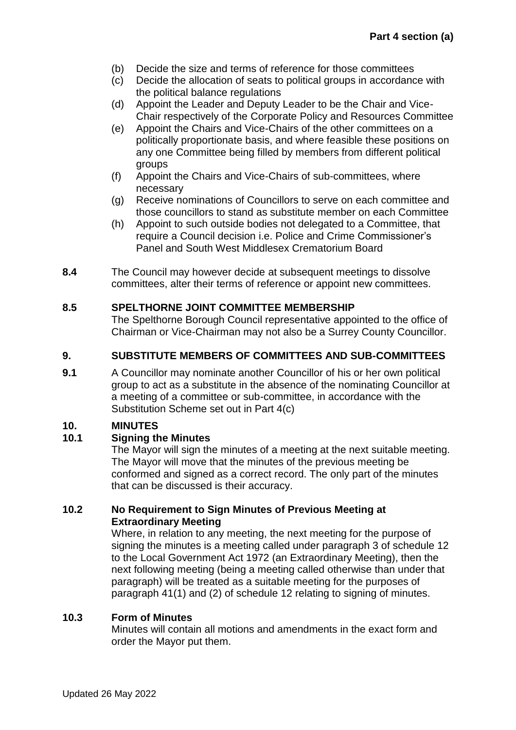(b) Decide the size and terms of reference for those committees

(c) Decide the allocation of seats to political groups in accordance with the political balance regulations

(d) Appoint the Leader and Deputy Leader to be the Chair and Vice-Chair respectively of the Corporate Policy and Resources Committee

(e) Appoint the Chairs and Vice-Chairs of the other committees on a politically proportionate basis, and where feasible these positions on any one Committee being filled by members from different political groups

(f) Appoint the Chairs and Vice-Chairs of sub-committees, where necessary

(g) Receive nominations of Councillors to serve on each committee and those councillors to stand as substitute member on each Committee

(h) Appoint to such outside bodies not delegated to a Committee, that require a Council decision i.e. Police and Crime Commissioner's Panel and South West Middlesex Crematorium Board

**8.4** The Council may however decide at subsequent meetings to dissolve committees, alter their terms of reference or appoint new committees.

**8.5 SPELTHORNE JOINT COMMITTEE MEMBERSHIP**

The Spelthorne Borough Council representative appointed to the office of Chairman or Vice-Chairman may not also be a Surrey County Councillor.

## 9. SUBSTITUTE MEMBERS OF COMMITTEES AND SUB-COMMITTEES

**9.1** A Councillor may nominate another Councillor of his or her own political group to act as a substitute in the absence of the nominating Councillor at a meeting of a committee or sub-committee, in accordance with the Substitution Scheme set out in Part 4(c)

## 10. MINUTES

**10.1 Signing the Minutes**

The Mayor will sign the minutes of a meeting at the next suitable meeting. The Mayor will move that the minutes of the previous meeting be conformed and signed as a correct record. The only part of the minutes that can be discussed is their accuracy.

**10.2 No Requirement to Sign Minutes of Previous Meeting at Extraordinary Meeting**

Where, in relation to any meeting, the next meeting for the purpose of signing the minutes is a meeting called under paragraph 3 of schedule 12 to the Local Government Act 1972 (an Extraordinary Meeting), then the next following meeting (being a meeting called otherwise than under that paragraph) will be treated as a suitable meeting for the purposes of paragraph 41(1) and (2) of schedule 12 relating to signing of minutes.

**10.3 Form of Minutes**

Minutes will contain all motions and amendments in the exact form and order the Mayor put them.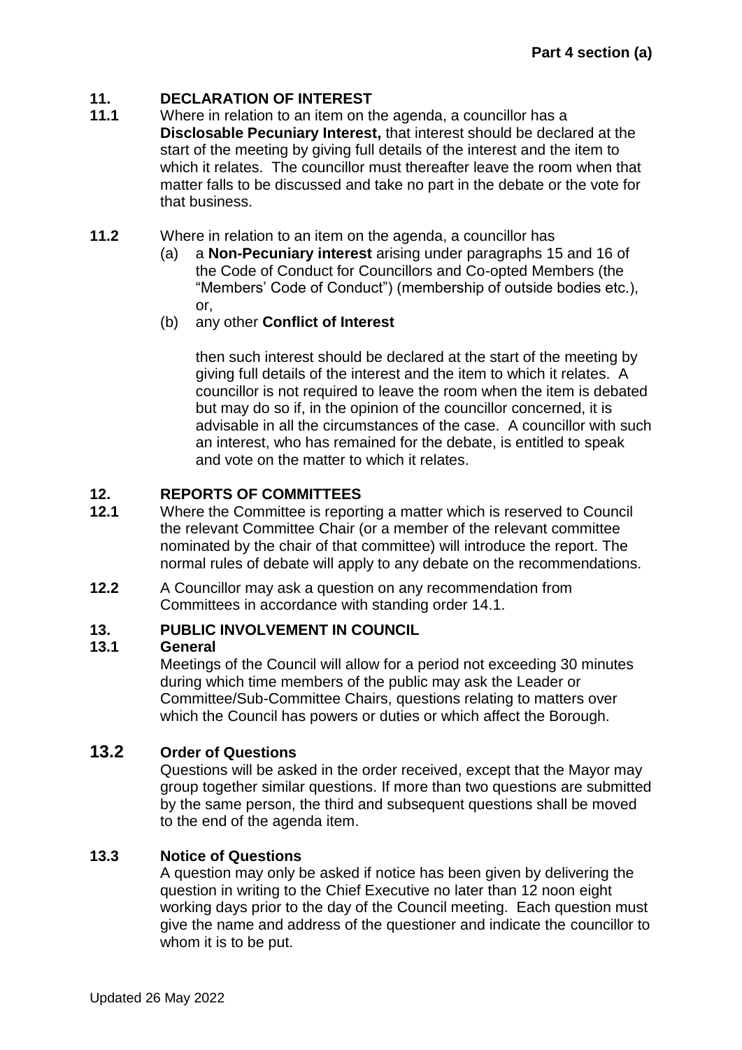## 11. DECLARATION OF INTEREST

**11.1** Where in relation to an item on the agenda, a councillor has a **Disclosable Pecuniary Interest,** that interest should be declared at the start of the meeting by giving full details of the interest and the item to which it relates. The councillor must thereafter leave the room when that matter falls to be discussed and take no part in the debate or the vote for that business.

**11.2** Where in relation to an item on the agenda, a councillor has

(a) a **Non-Pecuniary interest** arising under paragraphs 15 and 16 of the Code of Conduct for Councillors and Co-opted Members (the "Members' Code of Conduct") (membership of outside bodies etc.), or,

(b) any other **Conflict of Interest**

then such interest should be declared at the start of the meeting by giving full details of the interest and the item to which it relates. A councillor is not required to leave the room when the item is debated but may do so if, in the opinion of the councillor concerned, it is advisable in all the circumstances of the case. A councillor with such an interest, who has remained for the debate, is entitled to speak and vote on the matter to which it relates.

## 12. REPORTS OF COMMITTEES

**12.1** Where the Committee is reporting a matter which is reserved to Council the relevant Committee Chair (or a member of the relevant committee nominated by the chair of that committee) will introduce the report. The normal rules of debate will apply to any debate on the recommendations.

**12.2** A Councillor may ask a question on any recommendation from Committees in accordance with standing order 14.1.

## 13. PUBLIC INVOLVEMENT IN COUNCIL

### 13.1 General

Meetings of the Council will allow for a period not exceeding 30 minutes during which time members of the public may ask the Leader or Committee/Sub-Committee Chairs, questions relating to matters over which the Council has powers or duties or which affect the Borough.

### 13.2 Order of Questions

Questions will be asked in the order received, except that the Mayor may group together similar questions. If more than two questions are submitted by the same person, the third and subsequent questions shall be moved to the end of the agenda item.

### 13.3 Notice of Questions

A question may only be asked if notice has been given by delivering the question in writing to the Chief Executive no later than 12 noon eight working days prior to the day of the Council meeting. Each question must give the name and address of the questioner and indicate the councillor to whom it is to be put.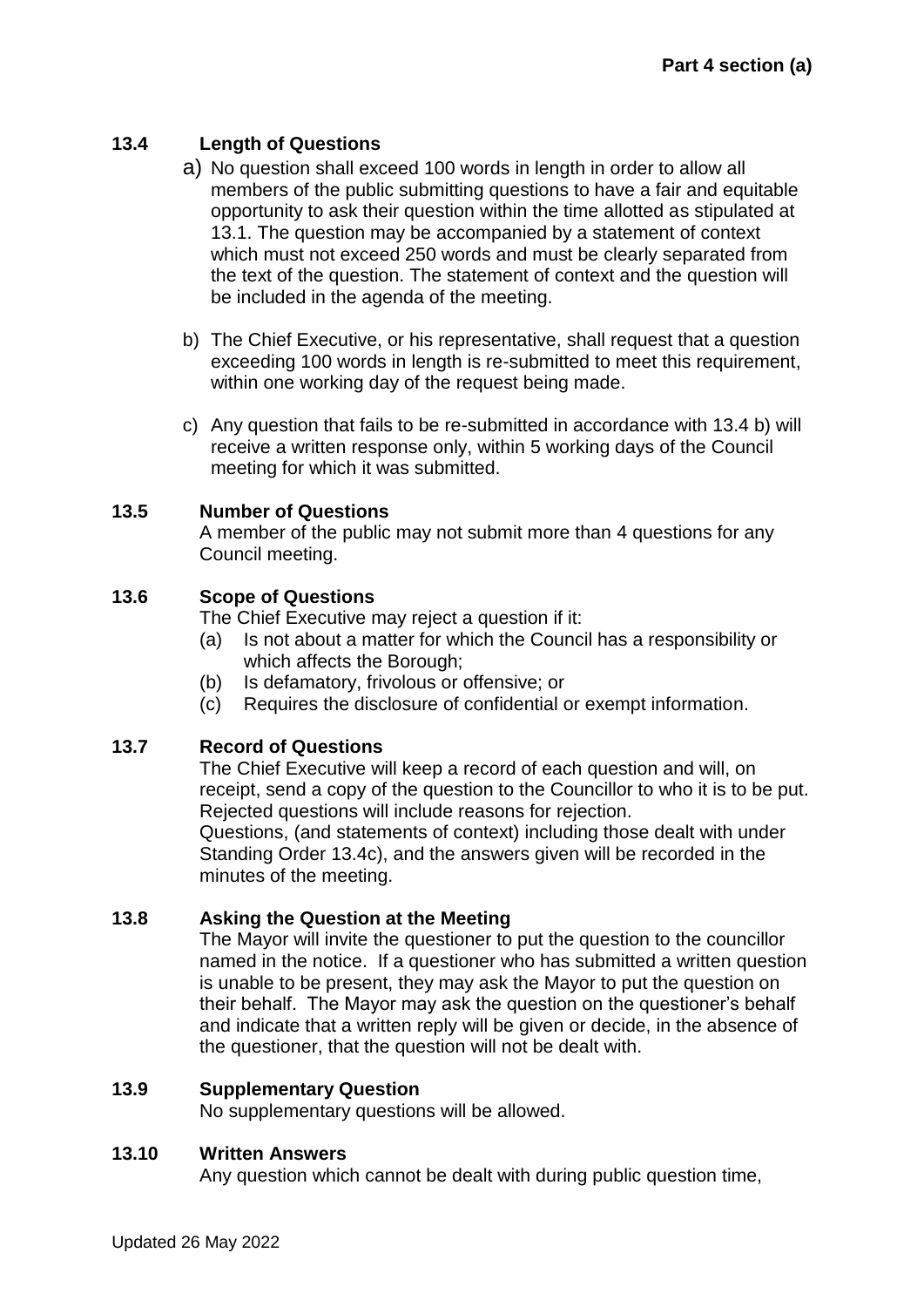### 13.4 Length of Questions

a) No question shall exceed 100 words in length in order to allow all members of the public submitting questions to have a fair and equitable opportunity to ask their question within the time allotted as stipulated at 13.1. The question may be accompanied by a statement of context which must not exceed 250 words and must be clearly separated from the text of the question. The statement of context and the question will be included in the agenda of the meeting.

b) The Chief Executive, or his representative, shall request that a question exceeding 100 words in length is re-submitted to meet this requirement, within one working day of the request being made.

c) Any question that fails to be re-submitted in accordance with 13.4 b) will receive a written response only, within 5 working days of the Council meeting for which it was submitted.

### 13.5 Number of Questions

A member of the public may not submit more than 4 questions for any Council meeting.

### 13.6 Scope of Questions

The Chief Executive may reject a question if it:

(a) Is not about a matter for which the Council has a responsibility or which affects the Borough;
(b) Is defamatory, frivolous or offensive; or
(c) Requires the disclosure of confidential or exempt information.

### 13.7 Record of Questions

The Chief Executive will keep a record of each question and will, on receipt, send a copy of the question to the Councillor to who it is to be put. Rejected questions will include reasons for rejection.
Questions, (and statements of context) including those dealt with under Standing Order 13.4c), and the answers given will be recorded in the minutes of the meeting.

### 13.8 Asking the Question at the Meeting

The Mayor will invite the questioner to put the question to the councillor named in the notice. If a questioner who has submitted a written question is unable to be present, they may ask the Mayor to put the question on their behalf. The Mayor may ask the question on the questioner's behalf and indicate that a written reply will be given or decide, in the absence of the questioner, that the question will not be dealt with.

### 13.9 Supplementary Question

No supplementary questions will be allowed.

### 13.10 Written Answers

Any question which cannot be dealt with during public question time,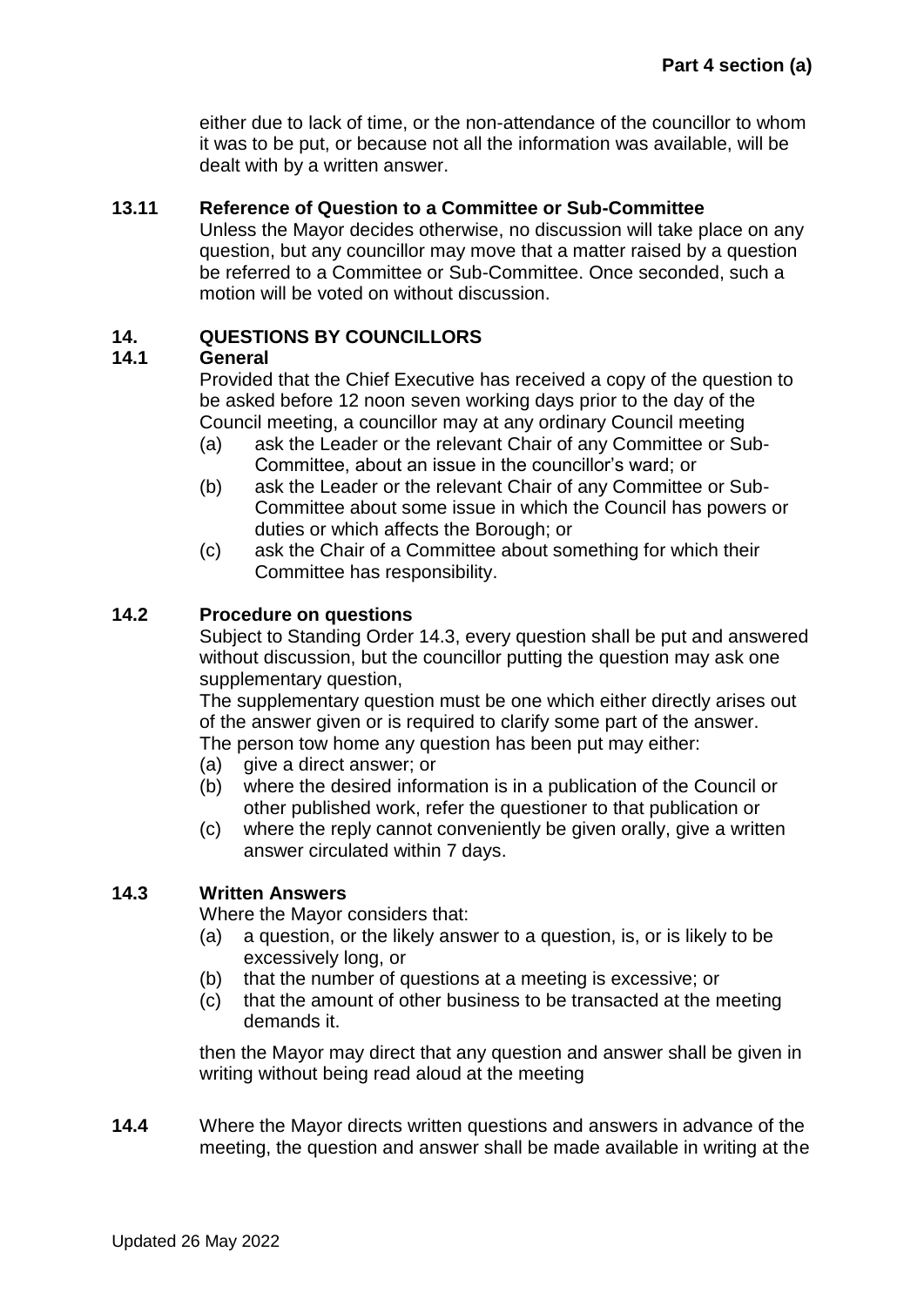either due to lack of time, or the non-attendance of the councillor to whom it was to be put, or because not all the information was available, will be dealt with by a written answer.

**13.11 Reference of Question to a Committee or Sub-Committee**

Unless the Mayor decides otherwise, no discussion will take place on any question, but any councillor may move that a matter raised by a question be referred to a Committee or Sub-Committee. Once seconded, such a motion will be voted on without discussion.

## 14. QUESTIONS BY COUNCILLORS

**14.1 General**

Provided that the Chief Executive has received a copy of the question to be asked before 12 noon seven working days prior to the day of the Council meeting, a councillor may at any ordinary Council meeting

(a) ask the Leader or the relevant Chair of any Committee or Sub-Committee, about an issue in the councillor's ward; or

(b) ask the Leader or the relevant Chair of any Committee or Sub-Committee about some issue in which the Council has powers or duties or which affects the Borough; or

(c) ask the Chair of a Committee about something for which their Committee has responsibility.

**14.2 Procedure on questions**

Subject to Standing Order 14.3, every question shall be put and answered without discussion, but the councillor putting the question may ask one supplementary question,

The supplementary question must be one which either directly arises out of the answer given or is required to clarify some part of the answer.

The person tow home any question has been put may either:

(a) give a direct answer; or

(b) where the desired information is in a publication of the Council or other published work, refer the questioner to that publication or

(c) where the reply cannot conveniently be given orally, give a written answer circulated within 7 days.

**14.3 Written Answers**

Where the Mayor considers that:

(a) a question, or the likely answer to a question, is, or is likely to be excessively long, or

(b) that the number of questions at a meeting is excessive; or

(c) that the amount of other business to be transacted at the meeting demands it.

then the Mayor may direct that any question and answer shall be given in writing without being read aloud at the meeting

**14.4** Where the Mayor directs written questions and answers in advance of the meeting, the question and answer shall be made available in writing at the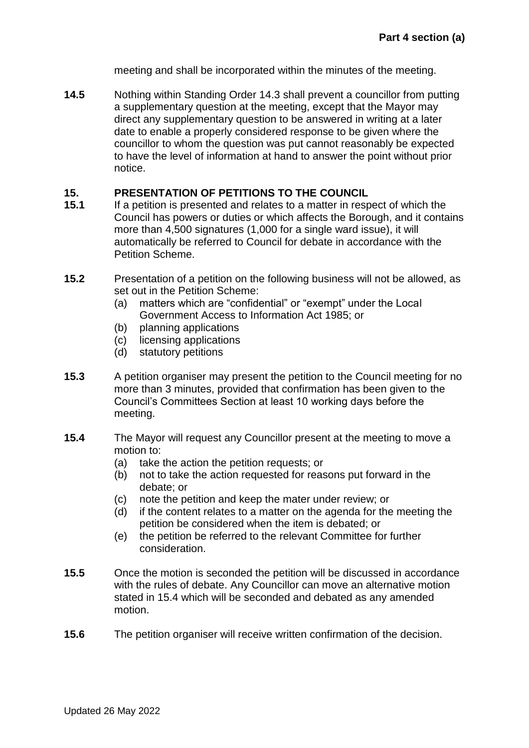meeting and shall be incorporated within the minutes of the meeting.

**14.5** Nothing within Standing Order 14.3 shall prevent a councillor from putting a supplementary question at the meeting, except that the Mayor may direct any supplementary question to be answered in writing at a later date to enable a properly considered response to be given where the councillor to whom the question was put cannot reasonably be expected to have the level of information at hand to answer the point without prior notice.

## 15. PRESENTATION OF PETITIONS TO THE COUNCIL

**15.1** If a petition is presented and relates to a matter in respect of which the Council has powers or duties or which affects the Borough, and it contains more than 4,500 signatures (1,000 for a single ward issue), it will automatically be referred to Council for debate in accordance with the Petition Scheme.

**15.2** Presentation of a petition on the following business will not be allowed, as set out in the Petition Scheme:

- (a) matters which are "confidential" or "exempt" under the Local Government Access to Information Act 1985; or
- (b) planning applications
- (c) licensing applications
- (d) statutory petitions

**15.3** A petition organiser may present the petition to the Council meeting for no more than 3 minutes, provided that confirmation has been given to the Council's Committees Section at least 10 working days before the meeting.

**15.4** The Mayor will request any Councillor present at the meeting to move a motion to:

- (a) take the action the petition requests; or
- (b) not to take the action requested for reasons put forward in the debate; or
- (c) note the petition and keep the mater under review; or
- (d) if the content relates to a matter on the agenda for the meeting the petition be considered when the item is debated; or
- (e) the petition be referred to the relevant Committee for further consideration.

**15.5** Once the motion is seconded the petition will be discussed in accordance with the rules of debate. Any Councillor can move an alternative motion stated in 15.4 which will be seconded and debated as any amended motion.

**15.6** The petition organiser will receive written confirmation of the decision.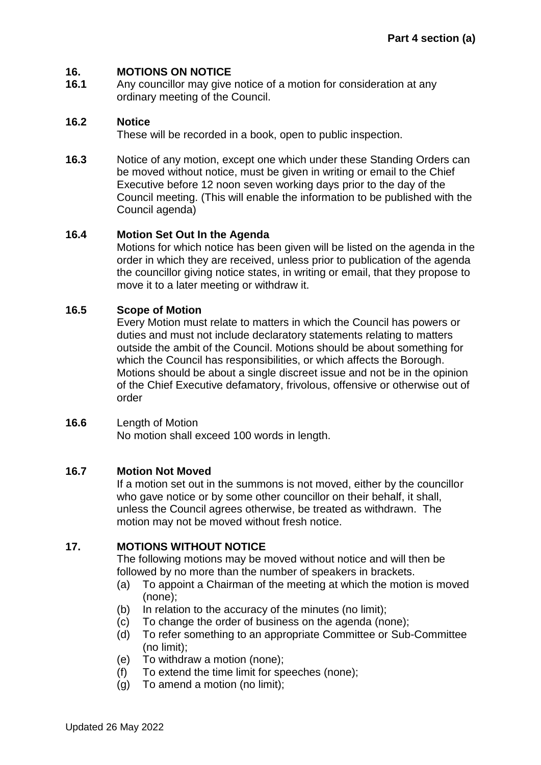## 16. MOTIONS ON NOTICE

**16.1** Any councillor may give notice of a motion for consideration at any ordinary meeting of the Council.

**16.2 Notice**

These will be recorded in a book, open to public inspection.

**16.3** Notice of any motion, except one which under these Standing Orders can be moved without notice, must be given in writing or email to the Chief Executive before 12 noon seven working days prior to the day of the Council meeting. (This will enable the information to be published with the Council agenda)

**16.4 Motion Set Out In the Agenda**

Motions for which notice has been given will be listed on the agenda in the order in which they are received, unless prior to publication of the agenda the councillor giving notice states, in writing or email, that they propose to move it to a later meeting or withdraw it.

**16.5 Scope of Motion**

Every Motion must relate to matters in which the Council has powers or duties and must not include declaratory statements relating to matters outside the ambit of the Council. Motions should be about something for which the Council has responsibilities, or which affects the Borough. Motions should be about a single discreet issue and not be in the opinion of the Chief Executive defamatory, frivolous, offensive or otherwise out of order

**16.6** Length of Motion

No motion shall exceed 100 words in length.

**16.7 Motion Not Moved**

If a motion set out in the summons is not moved, either by the councillor who gave notice or by some other councillor on their behalf, it shall, unless the Council agrees otherwise, be treated as withdrawn. The motion may not be moved without fresh notice.

## 17. MOTIONS WITHOUT NOTICE

The following motions may be moved without notice and will then be followed by no more than the number of speakers in brackets.

(a) To appoint a Chairman of the meeting at which the motion is moved (none);
(b) In relation to the accuracy of the minutes (no limit);
(c) To change the order of business on the agenda (none);
(d) To refer something to an appropriate Committee or Sub-Committee (no limit);
(e) To withdraw a motion (none);
(f) To extend the time limit for speeches (none);
(g) To amend a motion (no limit);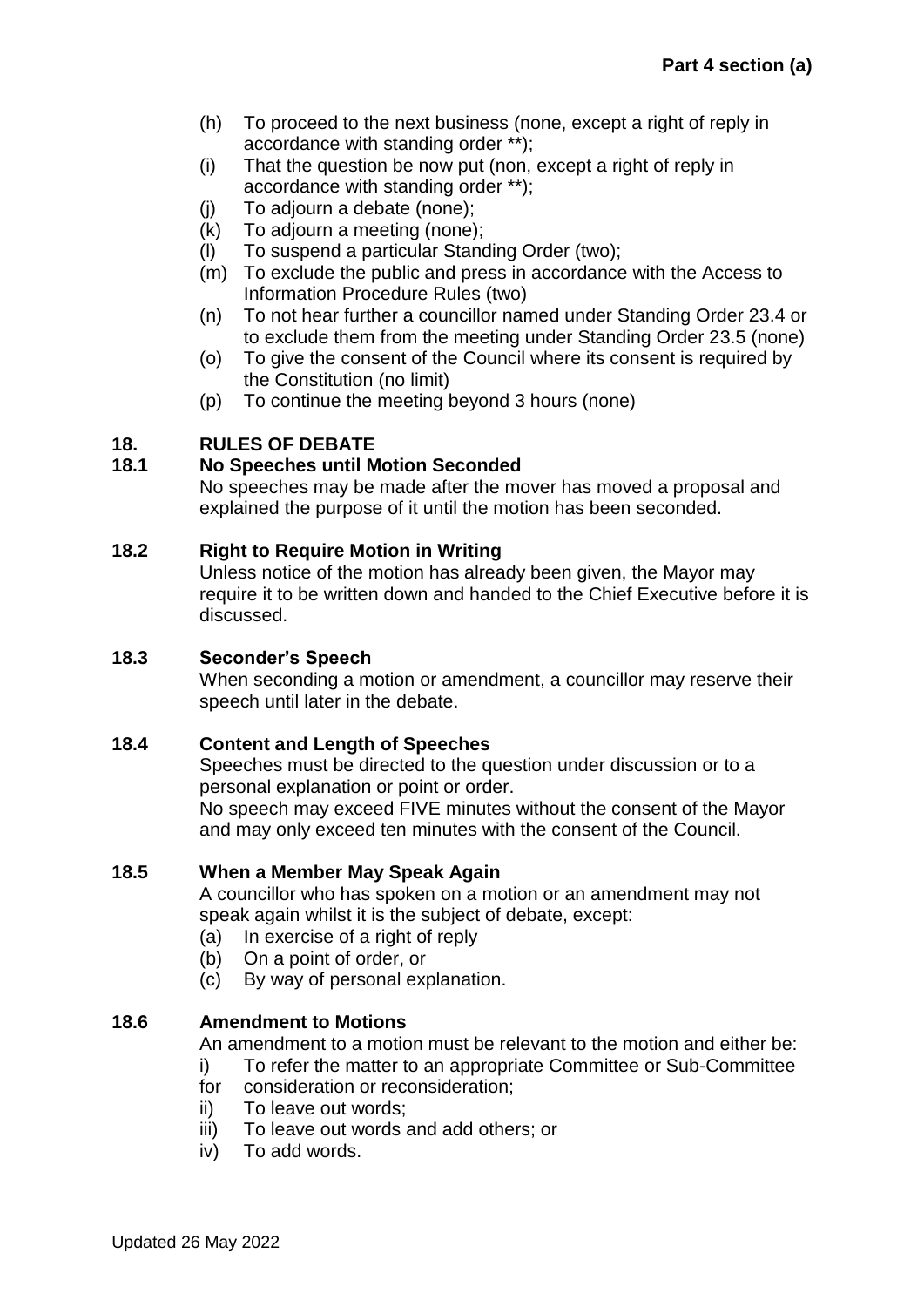(h) To proceed to the next business (none, except a right of reply in accordance with standing order **);
(i) That the question be now put (non, except a right of reply in accordance with standing order **);
(j) To adjourn a debate (none);
(k) To adjourn a meeting (none);
(l) To suspend a particular Standing Order (two);
(m) To exclude the public and press in accordance with the Access to Information Procedure Rules (two)
(n) To not hear further a councillor named under Standing Order 23.4 or to exclude them from the meeting under Standing Order 23.5 (none)
(o) To give the consent of the Council where its consent is required by the Constitution (no limit)
(p) To continue the meeting beyond 3 hours (none)

## 18. RULES OF DEBATE

### 18.1 No Speeches until Motion Seconded

No speeches may be made after the mover has moved a proposal and explained the purpose of it until the motion has been seconded.

### 18.2 Right to Require Motion in Writing

Unless notice of the motion has already been given, the Mayor may require it to be written down and handed to the Chief Executive before it is discussed.

### 18.3 Seconder's Speech

When seconding a motion or amendment, a councillor may reserve their speech until later in the debate.

### 18.4 Content and Length of Speeches

Speeches must be directed to the question under discussion or to a personal explanation or point or order.

No speech may exceed FIVE minutes without the consent of the Mayor and may only exceed ten minutes with the consent of the Council.

### 18.5 When a Member May Speak Again

A councillor who has spoken on a motion or an amendment may not speak again whilst it is the subject of debate, except:

(a) In exercise of a right of reply
(b) On a point of order, or
(c) By way of personal explanation.

### 18.6 Amendment to Motions

An amendment to a motion must be relevant to the motion and either be:

i) To refer the matter to an appropriate Committee or Sub-Committee for consideration or reconsideration;
ii) To leave out words;
iii) To leave out words and add others; or
iv) To add words.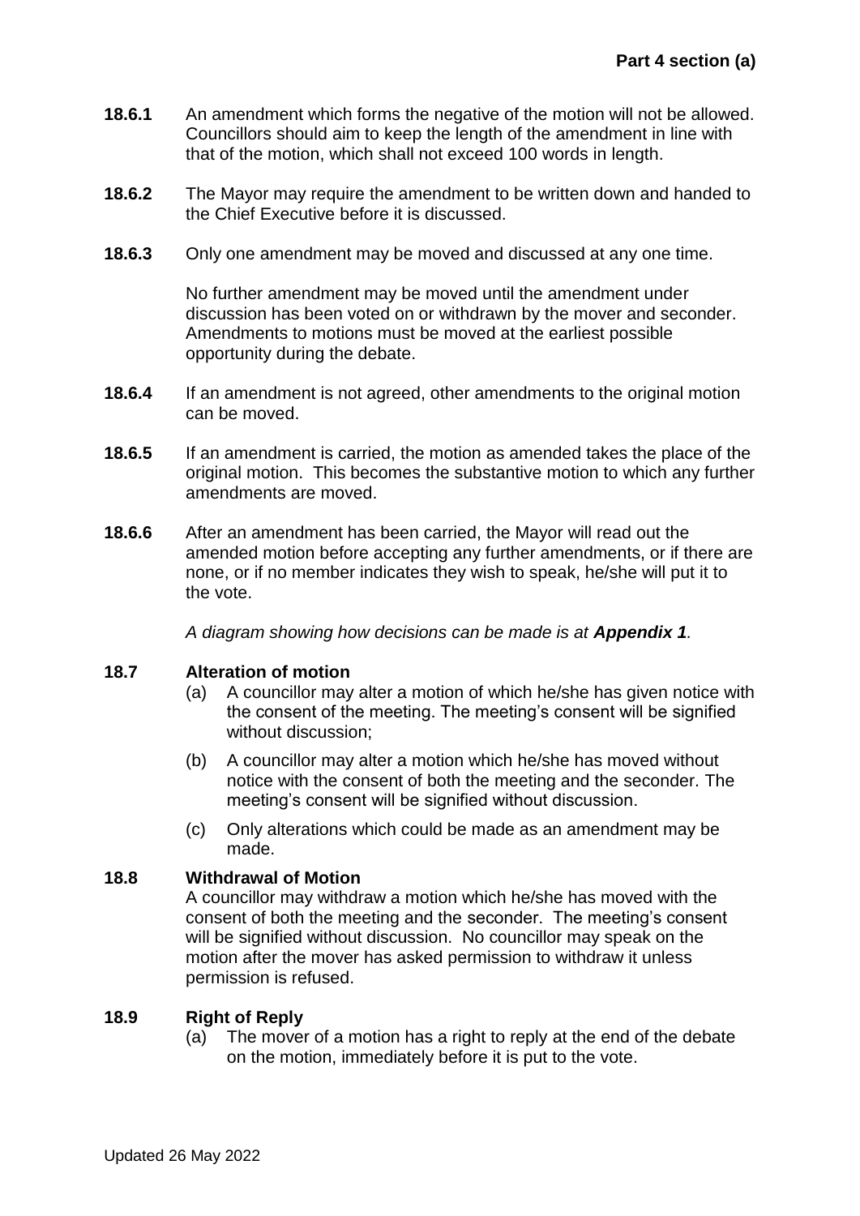**18.6.1** An amendment which forms the negative of the motion will not be allowed. Councillors should aim to keep the length of the amendment in line with that of the motion, which shall not exceed 100 words in length.

**18.6.2** The Mayor may require the amendment to be written down and handed to the Chief Executive before it is discussed.

**18.6.3** Only one amendment may be moved and discussed at any one time.

No further amendment may be moved until the amendment under discussion has been voted on or withdrawn by the mover and seconder. Amendments to motions must be moved at the earliest possible opportunity during the debate.

**18.6.4** If an amendment is not agreed, other amendments to the original motion can be moved.

**18.6.5** If an amendment is carried, the motion as amended takes the place of the original motion. This becomes the substantive motion to which any further amendments are moved.

**18.6.6** After an amendment has been carried, the Mayor will read out the amended motion before accepting any further amendments, or if there are none, or if no member indicates they wish to speak, he/she will put it to the vote.

*A diagram showing how decisions can be made is at* ***Appendix 1****.*

### 18.7 Alteration of motion

(a) A councillor may alter a motion of which he/she has given notice with the consent of the meeting. The meeting's consent will be signified without discussion;

(b) A councillor may alter a motion which he/she has moved without notice with the consent of both the meeting and the seconder. The meeting's consent will be signified without discussion.

(c) Only alterations which could be made as an amendment may be made.

### 18.8 Withdrawal of Motion

A councillor may withdraw a motion which he/she has moved with the consent of both the meeting and the seconder. The meeting's consent will be signified without discussion. No councillor may speak on the motion after the mover has asked permission to withdraw it unless permission is refused.

### 18.9 Right of Reply

(a) The mover of a motion has a right to reply at the end of the debate on the motion, immediately before it is put to the vote.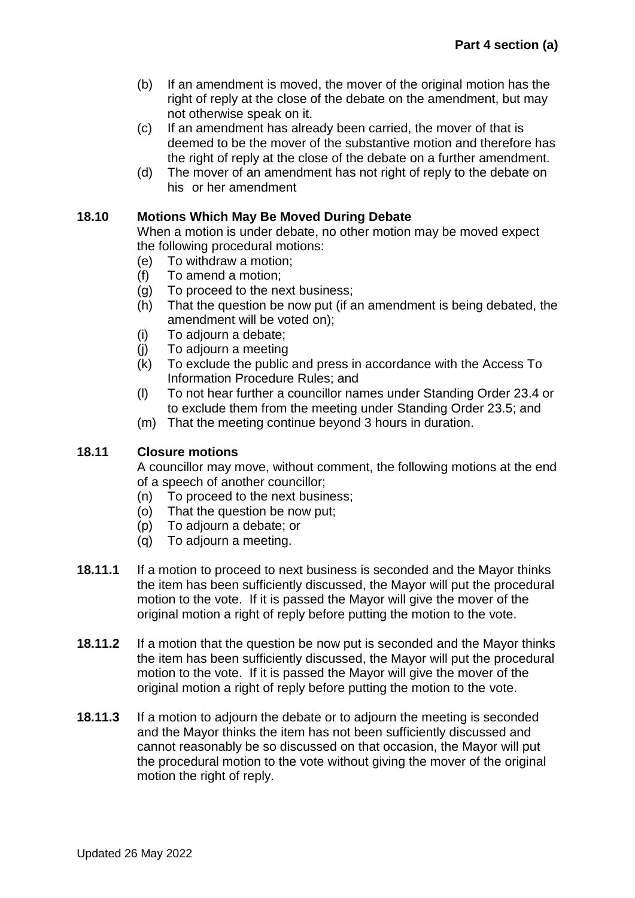(b) If an amendment is moved, the mover of the original motion has the right of reply at the close of the debate on the amendment, but may not otherwise speak on it.

(c) If an amendment has already been carried, the mover of that is deemed to be the mover of the substantive motion and therefore has the right of reply at the close of the debate on a further amendment.

(d) The mover of an amendment has not right of reply to the debate on his or her amendment

**18.10 Motions Which May Be Moved During Debate**

When a motion is under debate, no other motion may be moved expect the following procedural motions:

(e) To withdraw a motion;
(f) To amend a motion;
(g) To proceed to the next business;
(h) That the question be now put (if an amendment is being debated, the amendment will be voted on);
(i) To adjourn a debate;
(j) To adjourn a meeting
(k) To exclude the public and press in accordance with the Access To Information Procedure Rules; and
(l) To not hear further a councillor names under Standing Order 23.4 or to exclude them from the meeting under Standing Order 23.5; and
(m) That the meeting continue beyond 3 hours in duration.

**18.11 Closure motions**

A councillor may move, without comment, the following motions at the end of a speech of another councillor;

(n) To proceed to the next business;
(o) That the question be now put;
(p) To adjourn a debate; or
(q) To adjourn a meeting.

**18.11.1** If a motion to proceed to next business is seconded and the Mayor thinks the item has been sufficiently discussed, the Mayor will put the procedural motion to the vote. If it is passed the Mayor will give the mover of the original motion a right of reply before putting the motion to the vote.

**18.11.2** If a motion that the question be now put is seconded and the Mayor thinks the item has been sufficiently discussed, the Mayor will put the procedural motion to the vote. If it is passed the Mayor will give the mover of the original motion a right of reply before putting the motion to the vote.

**18.11.3** If a motion to adjourn the debate or to adjourn the meeting is seconded and the Mayor thinks the item has not been sufficiently discussed and cannot reasonably be so discussed on that occasion, the Mayor will put the procedural motion to the vote without giving the mover of the original motion the right of reply.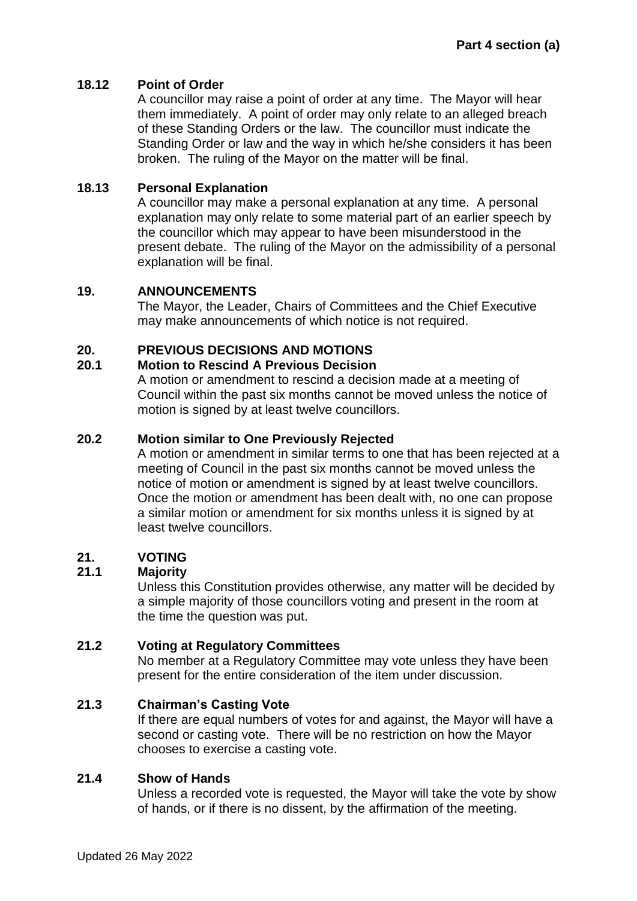### 18.12 Point of Order

A councillor may raise a point of order at any time. The Mayor will hear them immediately. A point of order may only relate to an alleged breach of these Standing Orders or the law. The councillor must indicate the Standing Order or law and the way in which he/she considers it has been broken. The ruling of the Mayor on the matter will be final.

### 18.13 Personal Explanation

A councillor may make a personal explanation at any time. A personal explanation may only relate to some material part of an earlier speech by the councillor which may appear to have been misunderstood in the present debate. The ruling of the Mayor on the admissibility of a personal explanation will be final.

## 19. ANNOUNCEMENTS

The Mayor, the Leader, Chairs of Committees and the Chief Executive may make announcements of which notice is not required.

## 20. PREVIOUS DECISIONS AND MOTIONS

### 20.1 Motion to Rescind A Previous Decision

A motion or amendment to rescind a decision made at a meeting of Council within the past six months cannot be moved unless the notice of motion is signed by at least twelve councillors.

### 20.2 Motion similar to One Previously Rejected

A motion or amendment in similar terms to one that has been rejected at a meeting of Council in the past six months cannot be moved unless the notice of motion or amendment is signed by at least twelve councillors. Once the motion or amendment has been dealt with, no one can propose a similar motion or amendment for six months unless it is signed by at least twelve councillors.

## 21. VOTING

### 21.1 Majority

Unless this Constitution provides otherwise, any matter will be decided by a simple majority of those councillors voting and present in the room at the time the question was put.

### 21.2 Voting at Regulatory Committees

No member at a Regulatory Committee may vote unless they have been present for the entire consideration of the item under discussion.

### 21.3 Chairman's Casting Vote

If there are equal numbers of votes for and against, the Mayor will have a second or casting vote. There will be no restriction on how the Mayor chooses to exercise a casting vote.

### 21.4 Show of Hands

Unless a recorded vote is requested, the Mayor will take the vote by show of hands, or if there is no dissent, by the affirmation of the meeting.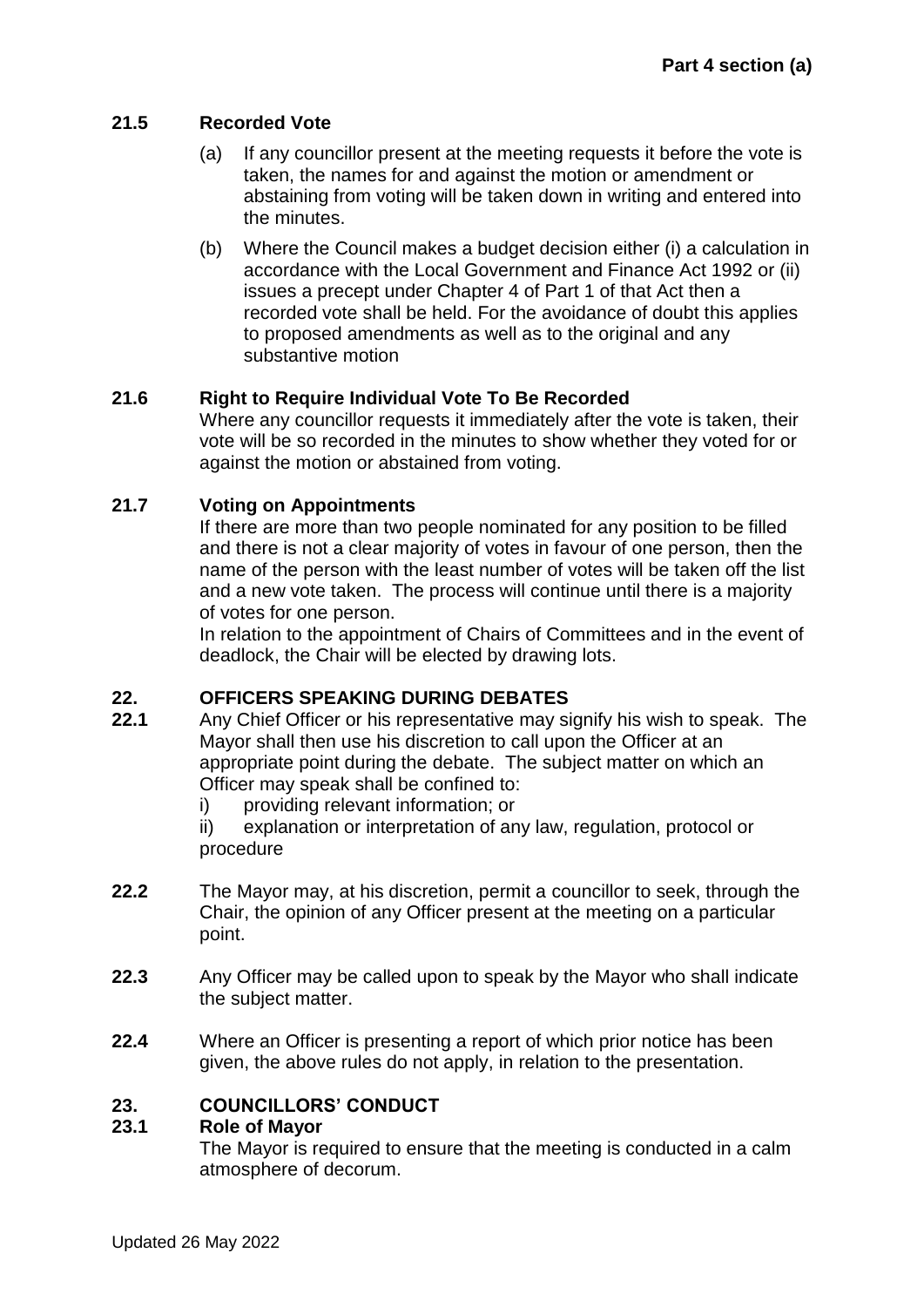### 21.5 Recorded Vote

(a) If any councillor present at the meeting requests it before the vote is taken, the names for and against the motion or amendment or abstaining from voting will be taken down in writing and entered into the minutes.

(b) Where the Council makes a budget decision either (i) a calculation in accordance with the Local Government and Finance Act 1992 or (ii) issues a precept under Chapter 4 of Part 1 of that Act then a recorded vote shall be held. For the avoidance of doubt this applies to proposed amendments as well as to the original and any substantive motion

### 21.6 Right to Require Individual Vote To Be Recorded

Where any councillor requests it immediately after the vote is taken, their vote will be so recorded in the minutes to show whether they voted for or against the motion or abstained from voting.

### 21.7 Voting on Appointments

If there are more than two people nominated for any position to be filled and there is not a clear majority of votes in favour of one person, then the name of the person with the least number of votes will be taken off the list and a new vote taken. The process will continue until there is a majority of votes for one person.

In relation to the appointment of Chairs of Committees and in the event of deadlock, the Chair will be elected by drawing lots.

## 22. OFFICERS SPEAKING DURING DEBATES

**22.1** Any Chief Officer or his representative may signify his wish to speak. The Mayor shall then use his discretion to call upon the Officer at an appropriate point during the debate. The subject matter on which an Officer may speak shall be confined to:

i) providing relevant information; or

ii) explanation or interpretation of any law, regulation, protocol or procedure

**22.2** The Mayor may, at his discretion, permit a councillor to seek, through the Chair, the opinion of any Officer present at the meeting on a particular point.

**22.3** Any Officer may be called upon to speak by the Mayor who shall indicate the subject matter.

**22.4** Where an Officer is presenting a report of which prior notice has been given, the above rules do not apply, in relation to the presentation.

## 23. COUNCILLORS' CONDUCT

### 23.1 Role of Mayor

The Mayor is required to ensure that the meeting is conducted in a calm atmosphere of decorum.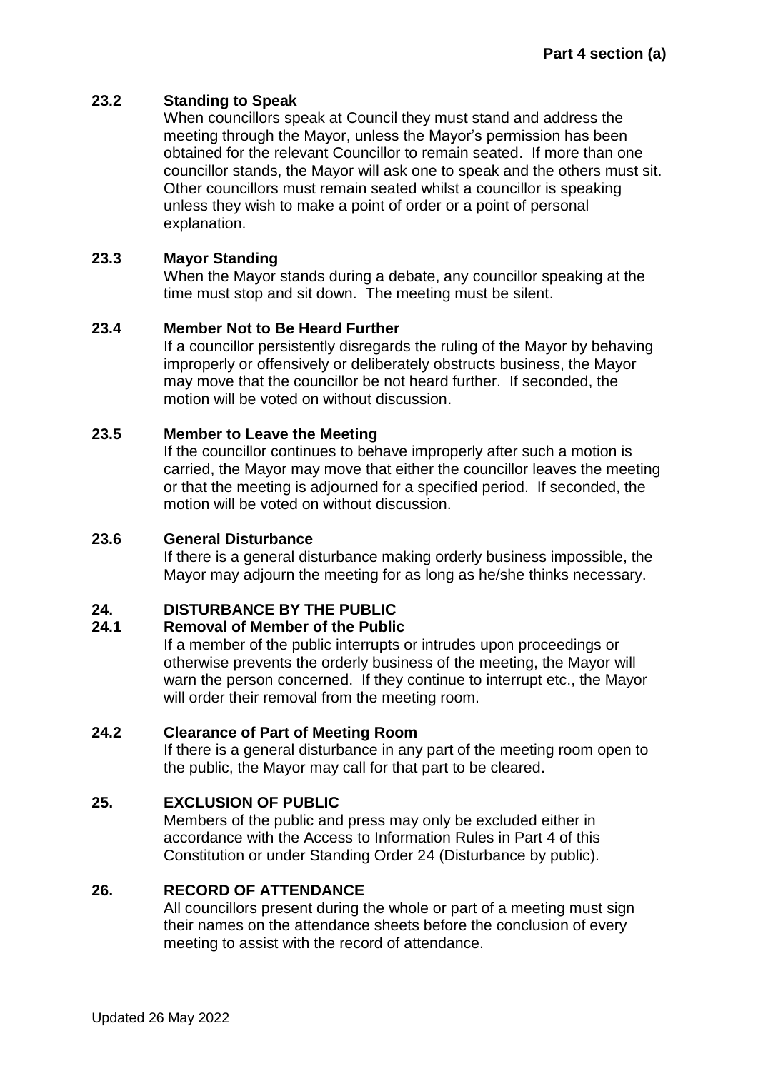### 23.2 Standing to Speak

When councillors speak at Council they must stand and address the meeting through the Mayor, unless the Mayor's permission has been obtained for the relevant Councillor to remain seated. If more than one councillor stands, the Mayor will ask one to speak and the others must sit. Other councillors must remain seated whilst a councillor is speaking unless they wish to make a point of order or a point of personal explanation.

### 23.3 Mayor Standing

When the Mayor stands during a debate, any councillor speaking at the time must stop and sit down. The meeting must be silent.

### 23.4 Member Not to Be Heard Further

If a councillor persistently disregards the ruling of the Mayor by behaving improperly or offensively or deliberately obstructs business, the Mayor may move that the councillor be not heard further. If seconded, the motion will be voted on without discussion.

### 23.5 Member to Leave the Meeting

If the councillor continues to behave improperly after such a motion is carried, the Mayor may move that either the councillor leaves the meeting or that the meeting is adjourned for a specified period. If seconded, the motion will be voted on without discussion.

### 23.6 General Disturbance

If there is a general disturbance making orderly business impossible, the Mayor may adjourn the meeting for as long as he/she thinks necessary.

## 24. DISTURBANCE BY THE PUBLIC

### 24.1 Removal of Member of the Public

If a member of the public interrupts or intrudes upon proceedings or otherwise prevents the orderly business of the meeting, the Mayor will warn the person concerned. If they continue to interrupt etc., the Mayor will order their removal from the meeting room.

### 24.2 Clearance of Part of Meeting Room

If there is a general disturbance in any part of the meeting room open to the public, the Mayor may call for that part to be cleared.

## 25. EXCLUSION OF PUBLIC

Members of the public and press may only be excluded either in accordance with the Access to Information Rules in Part 4 of this Constitution or under Standing Order 24 (Disturbance by public).

## 26. RECORD OF ATTENDANCE

All councillors present during the whole or part of a meeting must sign their names on the attendance sheets before the conclusion of every meeting to assist with the record of attendance.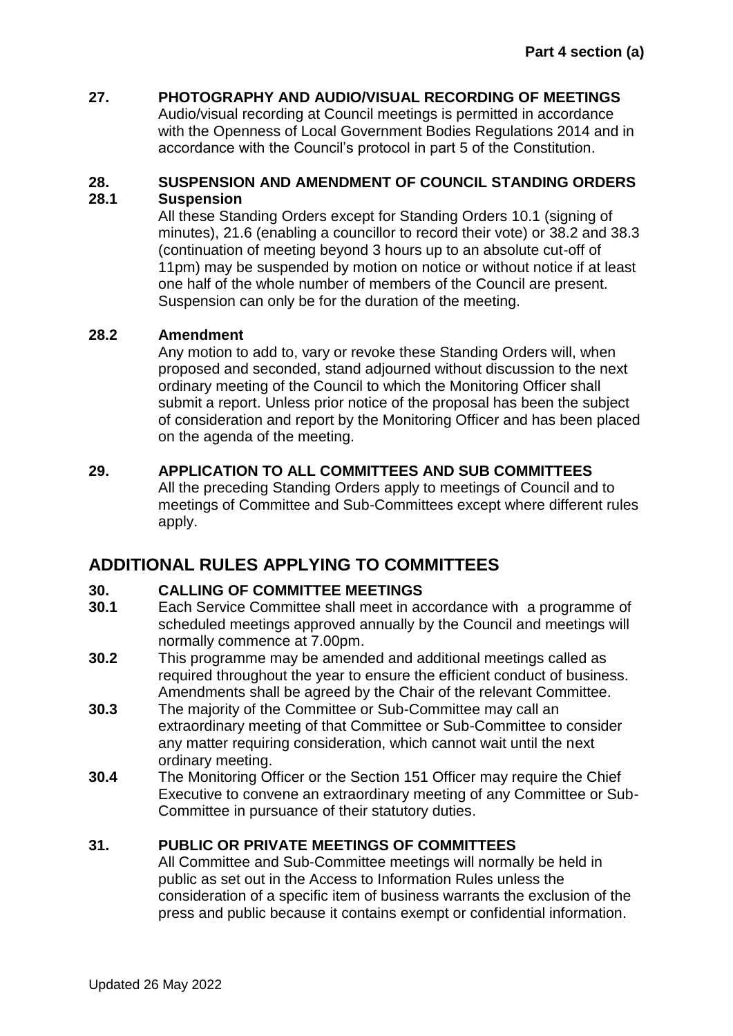**27. PHOTOGRAPHY AND AUDIO/VISUAL RECORDING OF MEETINGS**

Audio/visual recording at Council meetings is permitted in accordance with the Openness of Local Government Bodies Regulations 2014 and in accordance with the Council's protocol in part 5 of the Constitution.

**28. SUSPENSION AND AMENDMENT OF COUNCIL STANDING ORDERS**

**28.1 Suspension**

All these Standing Orders except for Standing Orders 10.1 (signing of minutes), 21.6 (enabling a councillor to record their vote) or 38.2 and 38.3 (continuation of meeting beyond 3 hours up to an absolute cut-off of 11pm) may be suspended by motion on notice or without notice if at least one half of the whole number of members of the Council are present. Suspension can only be for the duration of the meeting.

**28.2 Amendment**

Any motion to add to, vary or revoke these Standing Orders will, when proposed and seconded, stand adjourned without discussion to the next ordinary meeting of the Council to which the Monitoring Officer shall submit a report. Unless prior notice of the proposal has been the subject of consideration and report by the Monitoring Officer and has been placed on the agenda of the meeting.

**29. APPLICATION TO ALL COMMITTEES AND SUB COMMITTEES**

All the preceding Standing Orders apply to meetings of Council and to meetings of Committee and Sub-Committees except where different rules apply.

## ADDITIONAL RULES APPLYING TO COMMITTEES

**30. CALLING OF COMMITTEE MEETINGS**

**30.1** Each Service Committee shall meet in accordance with a programme of scheduled meetings approved annually by the Council and meetings will normally commence at 7.00pm.

**30.2** This programme may be amended and additional meetings called as required throughout the year to ensure the efficient conduct of business. Amendments shall be agreed by the Chair of the relevant Committee.

**30.3** The majority of the Committee or Sub-Committee may call an extraordinary meeting of that Committee or Sub-Committee to consider any matter requiring consideration, which cannot wait until the next ordinary meeting.

**30.4** The Monitoring Officer or the Section 151 Officer may require the Chief Executive to convene an extraordinary meeting of any Committee or Sub-Committee in pursuance of their statutory duties.

**31. PUBLIC OR PRIVATE MEETINGS OF COMMITTEES**

All Committee and Sub-Committee meetings will normally be held in public as set out in the Access to Information Rules unless the consideration of a specific item of business warrants the exclusion of the press and public because it contains exempt or confidential information.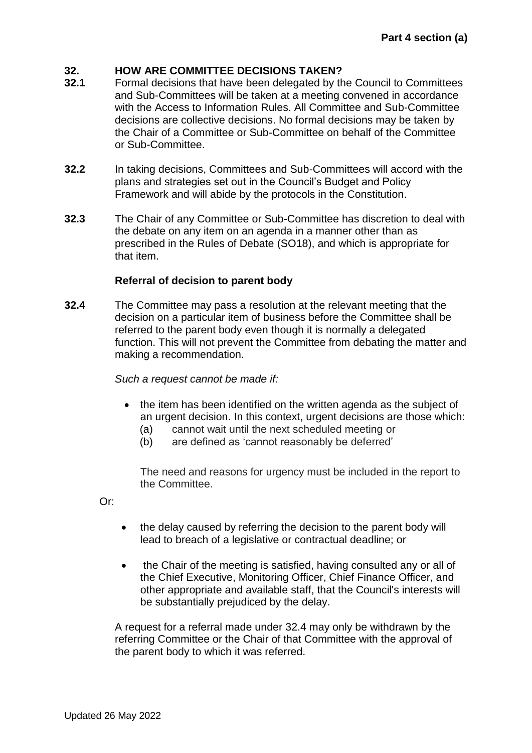## 32. HOW ARE COMMITTEE DECISIONS TAKEN?

**32.1** Formal decisions that have been delegated by the Council to Committees and Sub-Committees will be taken at a meeting convened in accordance with the Access to Information Rules. All Committee and Sub-Committee decisions are collective decisions. No formal decisions may be taken by the Chair of a Committee or Sub-Committee on behalf of the Committee or Sub-Committee.

**32.2** In taking decisions, Committees and Sub-Committees will accord with the plans and strategies set out in the Council's Budget and Policy Framework and will abide by the protocols in the Constitution.

**32.3** The Chair of any Committee or Sub-Committee has discretion to deal with the debate on any item on an agenda in a manner other than as prescribed in the Rules of Debate (SO18), and which is appropriate for that item.

### Referral of decision to parent body

**32.4** The Committee may pass a resolution at the relevant meeting that the decision on a particular item of business before the Committee shall be referred to the parent body even though it is normally a delegated function. This will not prevent the Committee from debating the matter and making a recommendation.

*Such a request cannot be made if:*

- the item has been identified on the written agenda as the subject of an urgent decision. In this context, urgent decisions are those which:
  - (a) cannot wait until the next scheduled meeting or
  - (b) are defined as 'cannot reasonably be deferred'

  The need and reasons for urgency must be included in the report to the Committee.

Or:

- the delay caused by referring the decision to the parent body will lead to breach of a legislative or contractual deadline; or
- the Chair of the meeting is satisfied, having consulted any or all of the Chief Executive, Monitoring Officer, Chief Finance Officer, and other appropriate and available staff, that the Council's interests will be substantially prejudiced by the delay.

A request for a referral made under 32.4 may only be withdrawn by the referring Committee or the Chair of that Committee with the approval of the parent body to which it was referred.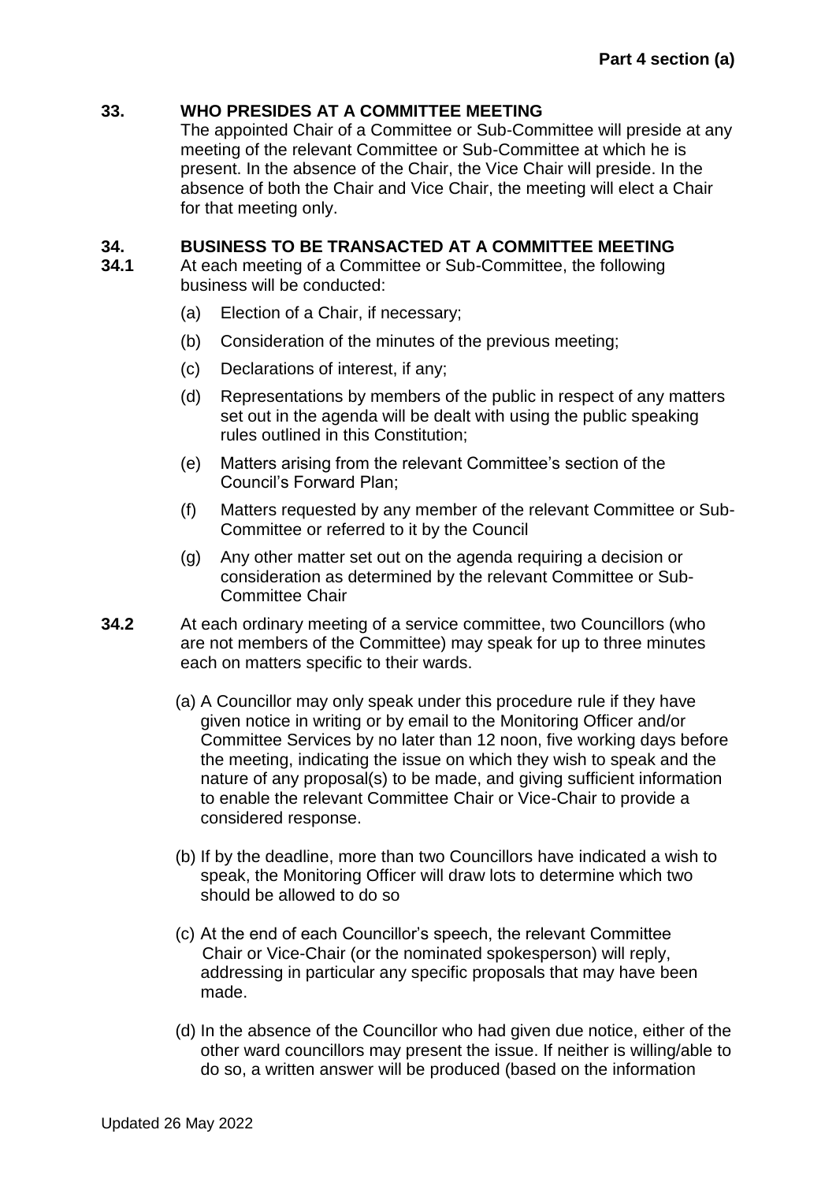## 33. WHO PRESIDES AT A COMMITTEE MEETING

The appointed Chair of a Committee or Sub-Committee will preside at any meeting of the relevant Committee or Sub-Committee at which he is present. In the absence of the Chair, the Vice Chair will preside. In the absence of both the Chair and Vice Chair, the meeting will elect a Chair for that meeting only.

## 34. BUSINESS TO BE TRANSACTED AT A COMMITTEE MEETING

**34.1** At each meeting of a Committee or Sub-Committee, the following business will be conducted:

- (a) Election of a Chair, if necessary;
- (b) Consideration of the minutes of the previous meeting;
- (c) Declarations of interest, if any;
- (d) Representations by members of the public in respect of any matters set out in the agenda will be dealt with using the public speaking rules outlined in this Constitution;
- (e) Matters arising from the relevant Committee's section of the Council's Forward Plan;
- (f) Matters requested by any member of the relevant Committee or Sub-Committee or referred to it by the Council
- (g) Any other matter set out on the agenda requiring a decision or consideration as determined by the relevant Committee or Sub-Committee Chair

**34.2** At each ordinary meeting of a service committee, two Councillors (who are not members of the Committee) may speak for up to three minutes each on matters specific to their wards.

- (a) A Councillor may only speak under this procedure rule if they have given notice in writing or by email to the Monitoring Officer and/or Committee Services by no later than 12 noon, five working days before the meeting, indicating the issue on which they wish to speak and the nature of any proposal(s) to be made, and giving sufficient information to enable the relevant Committee Chair or Vice-Chair to provide a considered response.
- (b) If by the deadline, more than two Councillors have indicated a wish to speak, the Monitoring Officer will draw lots to determine which two should be allowed to do so
- (c) At the end of each Councillor's speech, the relevant Committee Chair or Vice-Chair (or the nominated spokesperson) will reply, addressing in particular any specific proposals that may have been made.
- (d) In the absence of the Councillor who had given due notice, either of the other ward councillors may present the issue. If neither is willing/able to do so, a written answer will be produced (based on the information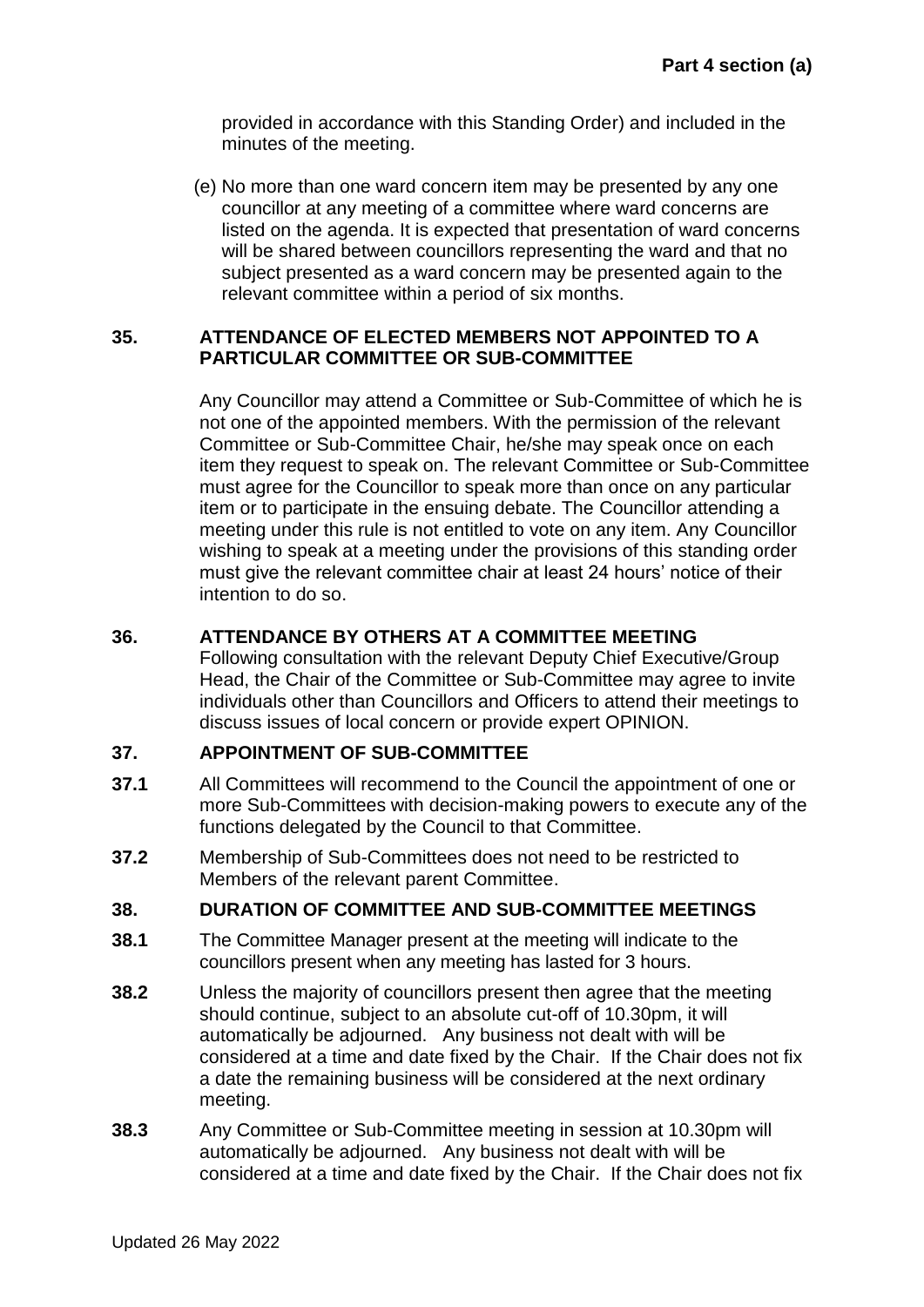provided in accordance with this Standing Order) and included in the minutes of the meeting.

(e) No more than one ward concern item may be presented by any one councillor at any meeting of a committee where ward concerns are listed on the agenda. It is expected that presentation of ward concerns will be shared between councillors representing the ward and that no subject presented as a ward concern may be presented again to the relevant committee within a period of six months.

**35. ATTENDANCE OF ELECTED MEMBERS NOT APPOINTED TO A PARTICULAR COMMITTEE OR SUB-COMMITTEE**

Any Councillor may attend a Committee or Sub-Committee of which he is not one of the appointed members. With the permission of the relevant Committee or Sub-Committee Chair, he/she may speak once on each item they request to speak on. The relevant Committee or Sub-Committee must agree for the Councillor to speak more than once on any particular item or to participate in the ensuing debate. The Councillor attending a meeting under this rule is not entitled to vote on any item. Any Councillor wishing to speak at a meeting under the provisions of this standing order must give the relevant committee chair at least 24 hours' notice of their intention to do so.

**36. ATTENDANCE BY OTHERS AT A COMMITTEE MEETING**

Following consultation with the relevant Deputy Chief Executive/Group Head, the Chair of the Committee or Sub-Committee may agree to invite individuals other than Councillors and Officers to attend their meetings to discuss issues of local concern or provide expert OPINION.

**37. APPOINTMENT OF SUB-COMMITTEE**

**37.1** All Committees will recommend to the Council the appointment of one or more Sub-Committees with decision-making powers to execute any of the functions delegated by the Council to that Committee.

**37.2** Membership of Sub-Committees does not need to be restricted to Members of the relevant parent Committee.

**38. DURATION OF COMMITTEE AND SUB-COMMITTEE MEETINGS**

**38.1** The Committee Manager present at the meeting will indicate to the councillors present when any meeting has lasted for 3 hours.

**38.2** Unless the majority of councillors present then agree that the meeting should continue, subject to an absolute cut-off of 10.30pm, it will automatically be adjourned. Any business not dealt with will be considered at a time and date fixed by the Chair. If the Chair does not fix a date the remaining business will be considered at the next ordinary meeting.

**38.3** Any Committee or Sub-Committee meeting in session at 10.30pm will automatically be adjourned. Any business not dealt with will be considered at a time and date fixed by the Chair. If the Chair does not fix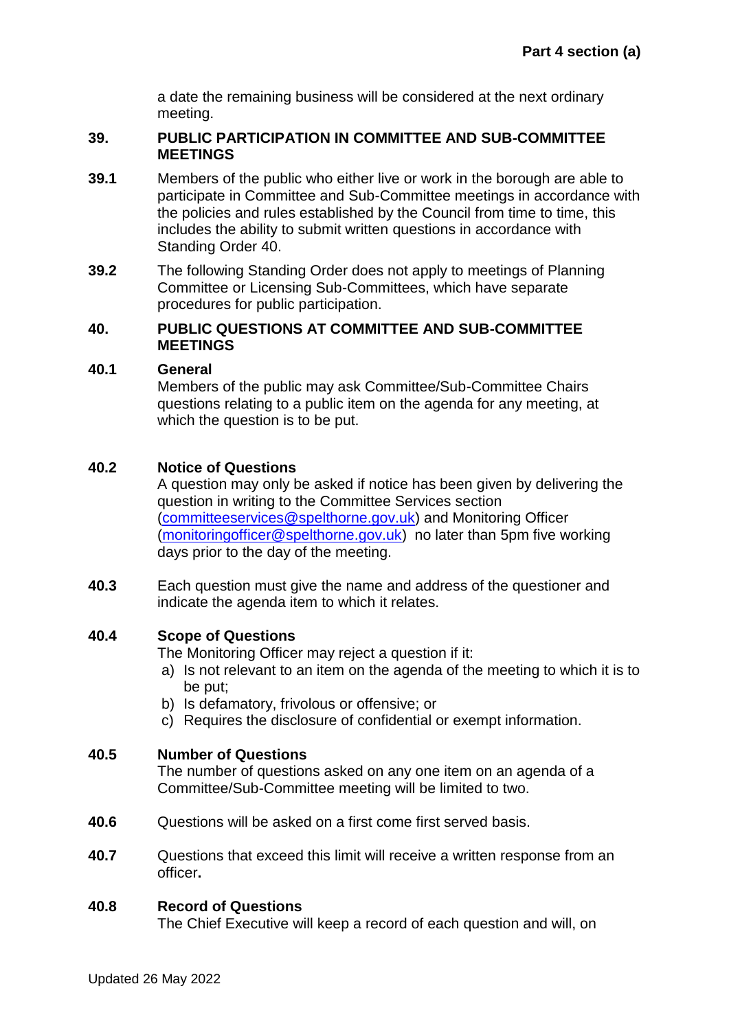a date the remaining business will be considered at the next ordinary meeting.

## 39. PUBLIC PARTICIPATION IN COMMITTEE AND SUB-COMMITTEE MEETINGS

**39.1** Members of the public who either live or work in the borough are able to participate in Committee and Sub-Committee meetings in accordance with the policies and rules established by the Council from time to time, this includes the ability to submit written questions in accordance with Standing Order 40.

**39.2** The following Standing Order does not apply to meetings of Planning Committee or Licensing Sub-Committees, which have separate procedures for public participation.

## 40. PUBLIC QUESTIONS AT COMMITTEE AND SUB-COMMITTEE MEETINGS

**40.1 General**
Members of the public may ask Committee/Sub-Committee Chairs questions relating to a public item on the agenda for any meeting, at which the question is to be put.

**40.2 Notice of Questions**
A question may only be asked if notice has been given by delivering the question in writing to the Committee Services section ([committeeservices@spelthorne.gov.uk](mailto:committeeservices@spelthorne.gov.uk)) and Monitoring Officer ([monitoringofficer@spelthorne.gov.uk](mailto:monitoringofficer@spelthorne.gov.uk)) no later than 5pm five working days prior to the day of the meeting.

**40.3** Each question must give the name and address of the questioner and indicate the agenda item to which it relates.

**40.4 Scope of Questions**
The Monitoring Officer may reject a question if it:

a) Is not relevant to an item on the agenda of the meeting to which it is to be put;
b) Is defamatory, frivolous or offensive; or
c) Requires the disclosure of confidential or exempt information.

**40.5 Number of Questions**
The number of questions asked on any one item on an agenda of a Committee/Sub-Committee meeting will be limited to two.

**40.6** Questions will be asked on a first come first served basis.

**40.7** Questions that exceed this limit will receive a written response from an officer**.**

**40.8 Record of Questions**
The Chief Executive will keep a record of each question and will, on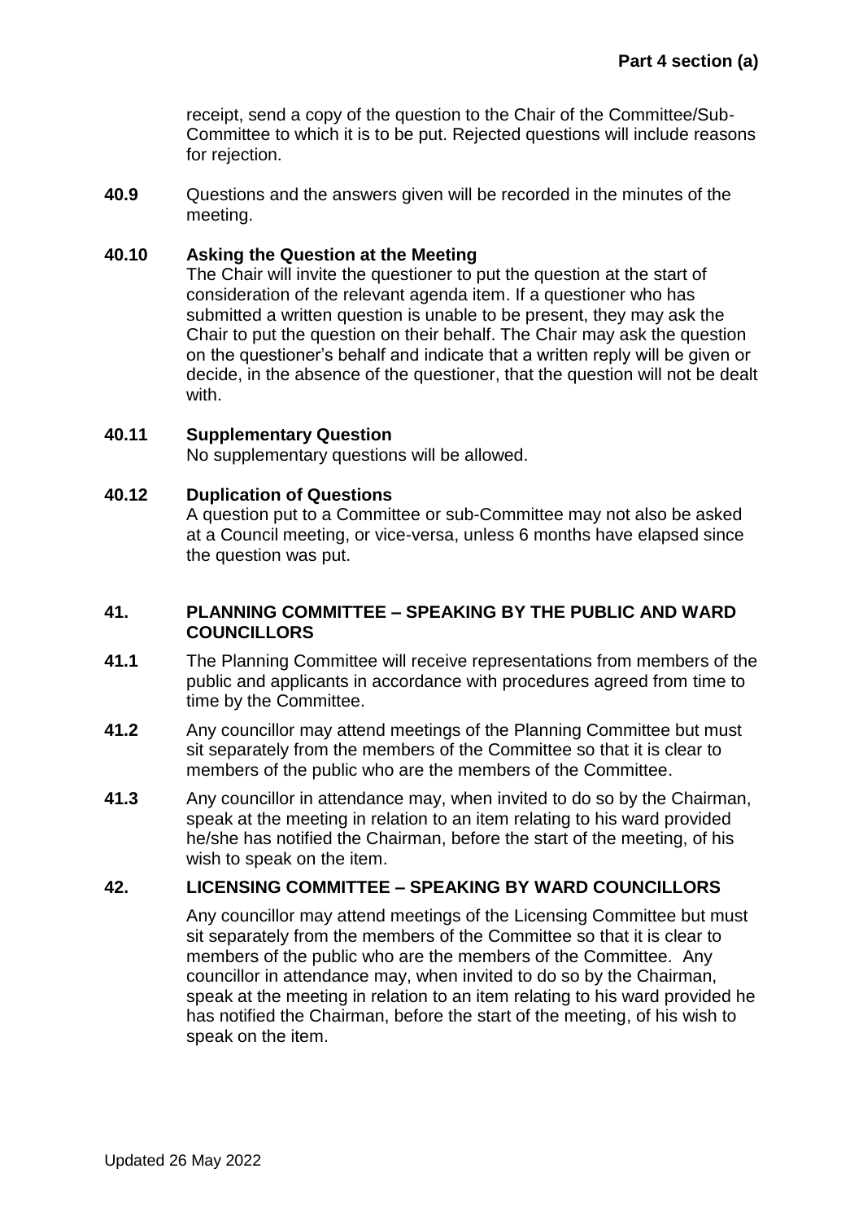receipt, send a copy of the question to the Chair of the Committee/Sub-Committee to which it is to be put. Rejected questions will include reasons for rejection.

**40.9** Questions and the answers given will be recorded in the minutes of the meeting.

**40.10 Asking the Question at the Meeting**

The Chair will invite the questioner to put the question at the start of consideration of the relevant agenda item. If a questioner who has submitted a written question is unable to be present, they may ask the Chair to put the question on their behalf. The Chair may ask the question on the questioner's behalf and indicate that a written reply will be given or decide, in the absence of the questioner, that the question will not be dealt with.

**40.11 Supplementary Question**

No supplementary questions will be allowed.

**40.12 Duplication of Questions**

A question put to a Committee or sub-Committee may not also be asked at a Council meeting, or vice-versa, unless 6 months have elapsed since the question was put.

## 41. PLANNING COMMITTEE – SPEAKING BY THE PUBLIC AND WARD COUNCILLORS

**41.1** The Planning Committee will receive representations from members of the public and applicants in accordance with procedures agreed from time to time by the Committee.

**41.2** Any councillor may attend meetings of the Planning Committee but must sit separately from the members of the Committee so that it is clear to members of the public who are the members of the Committee.

**41.3** Any councillor in attendance may, when invited to do so by the Chairman, speak at the meeting in relation to an item relating to his ward provided he/she has notified the Chairman, before the start of the meeting, of his wish to speak on the item.

## 42. LICENSING COMMITTEE – SPEAKING BY WARD COUNCILLORS

Any councillor may attend meetings of the Licensing Committee but must sit separately from the members of the Committee so that it is clear to members of the public who are the members of the Committee. Any councillor in attendance may, when invited to do so by the Chairman, speak at the meeting in relation to an item relating to his ward provided he has notified the Chairman, before the start of the meeting, of his wish to speak on the item.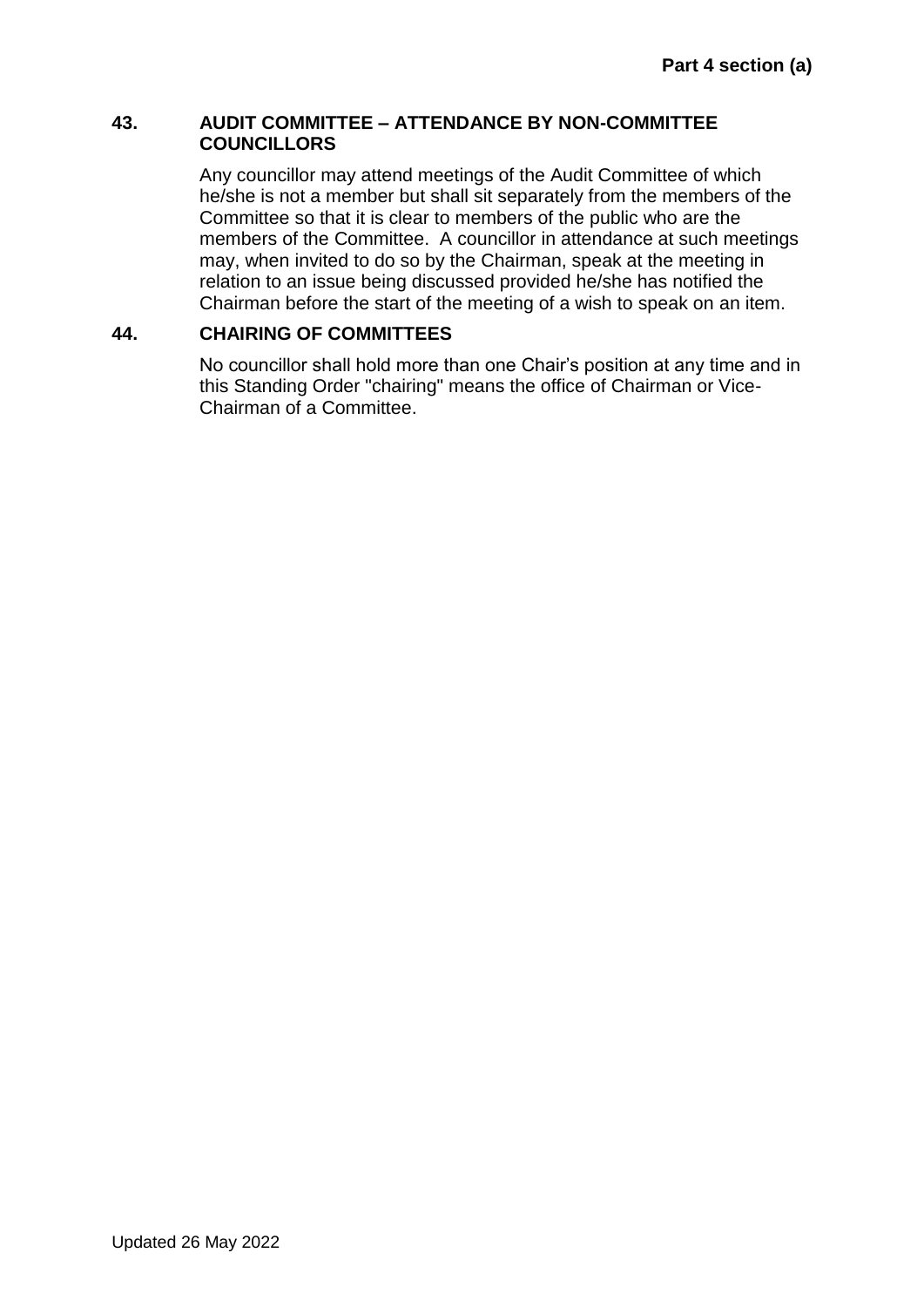## 43. AUDIT COMMITTEE – ATTENDANCE BY NON-COMMITTEE COUNCILLORS

Any councillor may attend meetings of the Audit Committee of which he/she is not a member but shall sit separately from the members of the Committee so that it is clear to members of the public who are the members of the Committee. A councillor in attendance at such meetings may, when invited to do so by the Chairman, speak at the meeting in relation to an issue being discussed provided he/she has notified the Chairman before the start of the meeting of a wish to speak on an item.

## 44. CHAIRING OF COMMITTEES

No councillor shall hold more than one Chair's position at any time and in this Standing Order "chairing" means the office of Chairman or Vice-Chairman of a Committee.